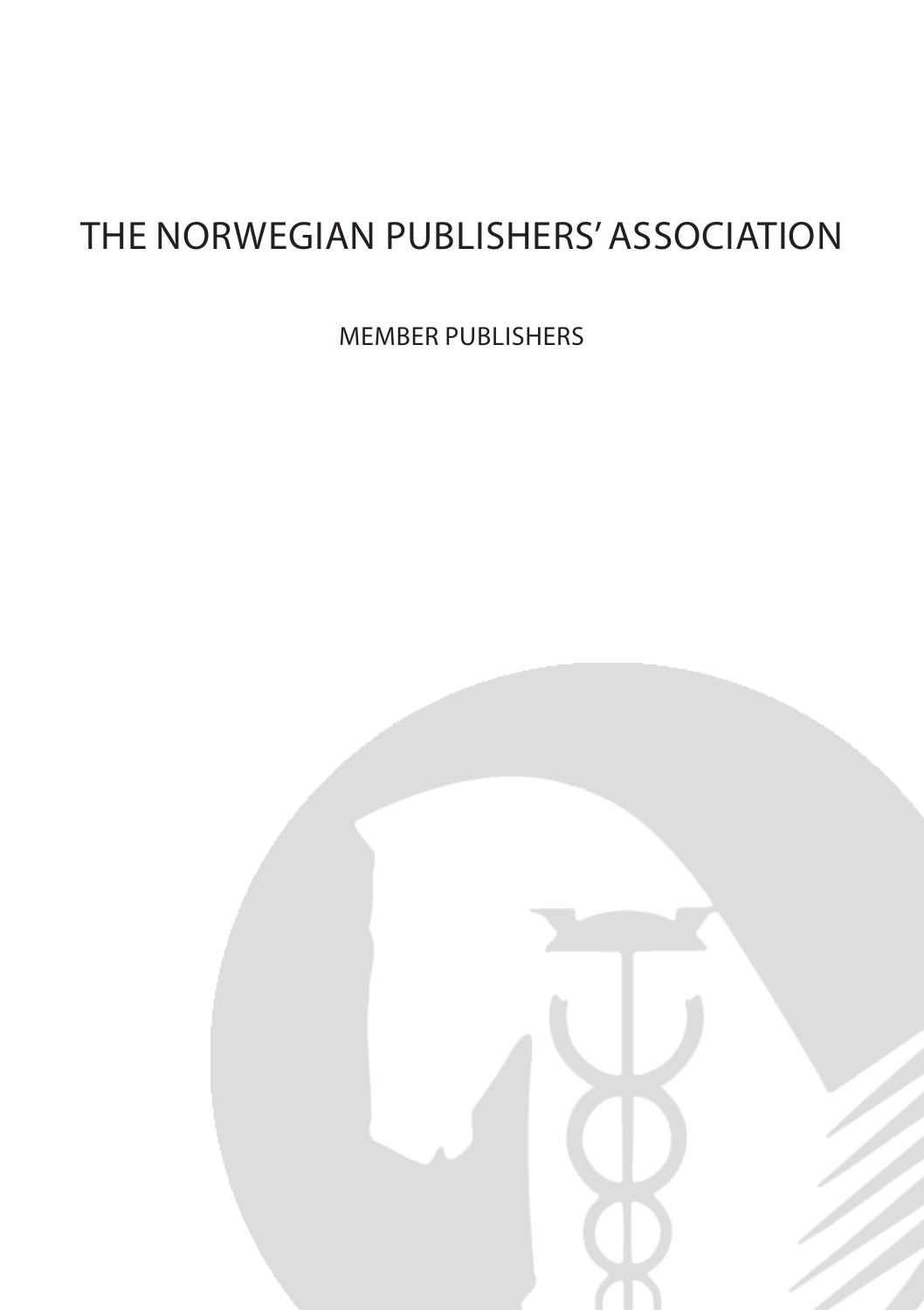# THE NORWEGIAN PUBLISHERS' ASSOCIATION

MEMBER PUBLISHERS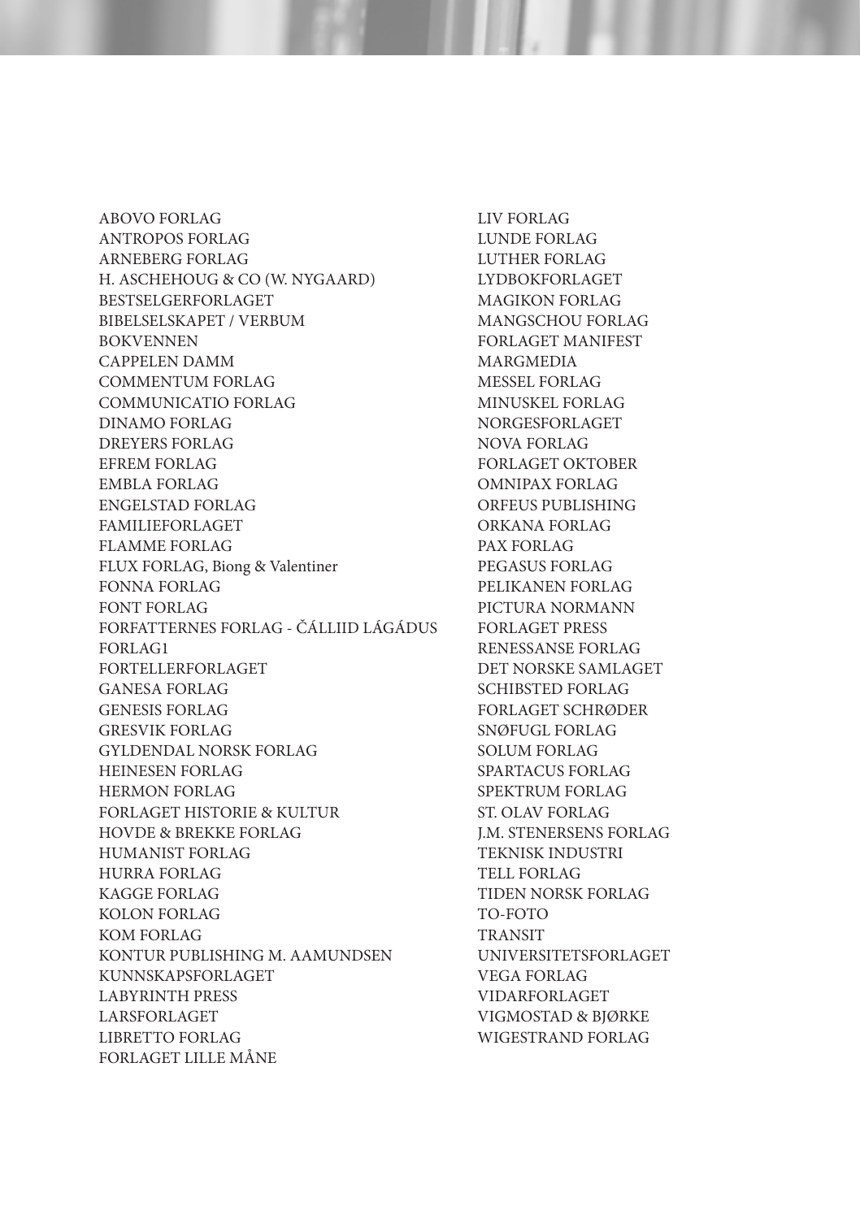ABOVO FORLAG
ANTROPOS FORLAG
ARNEBERG FORLAG
H. ASCHEHOUG & CO (W. NYGAARD)
BESTSELGERFORLAGET
BIBELSELSKAPET / VERBUM
BOKVENNEN
CAPPELEN DAMM
COMMENTUM FORLAG
COMMUNICATIO FORLAG
DINAMO FORLAG
DREYERS FORLAG
EFREM FORLAG
EMBLA FORLAG
ENGELSTAD FORLAG
FAMILIEFORLAGET
FLAMME FORLAG
FLUX FORLAG, Biong & Valentiner
FONNA FORLAG
FONT FORLAG
FORFATTERNES FORLAG - ČÁLLIID LÁGÁDUS
FORLAG1
FORTELLERFORLAGET
GANESA FORLAG
GENESIS FORLAG
GRESVIK FORLAG
GYLDENDAL NORSK FORLAG
HEINESEN FORLAG
HERMON FORLAG
FORLAGET HISTORIE & KULTUR
HOVDE & BREKKE FORLAG
HUMANIST FORLAG
HURRA FORLAG
KAGGE FORLAG
KOLON FORLAG
KOM FORLAG
KONTUR PUBLISHING M. AAMUNDSEN
KUNNSKAPSFORLAGET
LABYRINTH PRESS
LARSFORLAGET
LIBRETTO FORLAG
FORLAGET LILLE MÅNE
LIV FORLAG
LUNDE FORLAG
LUTHER FORLAG
LYDBOKFORLAGET
MAGIKON FORLAG
MANGSCHOU FORLAG
FORLAGET MANIFEST
MARGMEDIA
MESSEL FORLAG
MINUSKEL FORLAG
NORGESFORLAGET
NOVA FORLAG
FORLAGET OKTOBER
OMNIPAX FORLAG
ORFEUS PUBLISHING
ORKANA FORLAG
PAX FORLAG
PEGASUS FORLAG
PELIKANEN FORLAG
PICTURA NORMANN
FORLAGET PRESS
RENESSANSE FORLAG
DET NORSKE SAMLAGET
SCHIBSTED FORLAG
FORLAGET SCHRØDER
SNØFUGL FORLAG
SOLUM FORLAG
SPARTACUS FORLAG
SPEKTRUM FORLAG
ST. OLAV FORLAG
J.M. STENERSENS FORLAG
TEKNISK INDUSTRI
TELL FORLAG
TIDEN NORSK FORLAG
TO-FOTO
TRANSIT
UNIVERSITETSFORLAGET
VEGA FORLAG
VIDARFORLAGET
VIGMOSTAD & BJØRKE
WIGESTRAND FORLAG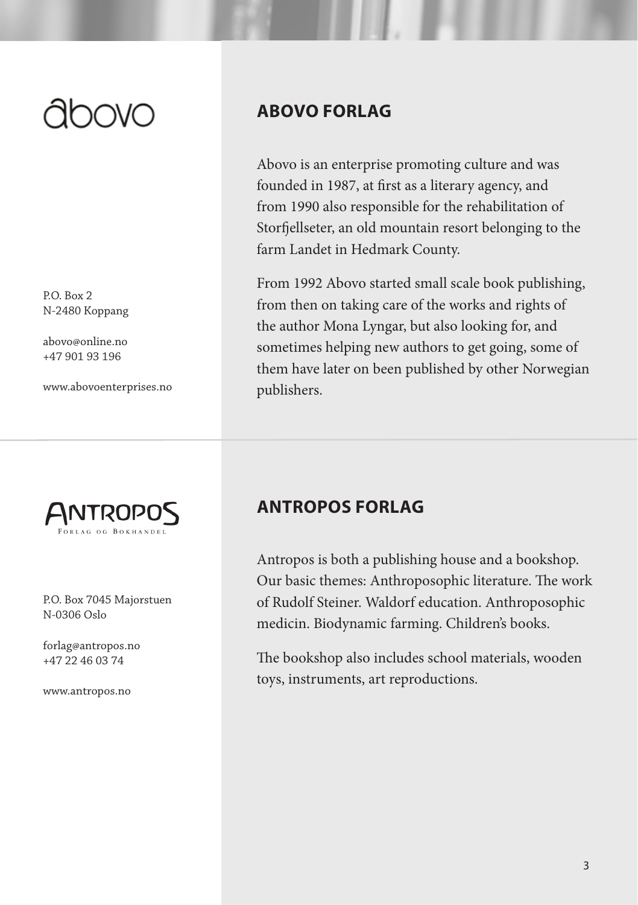abovo

## ABOVO FORLAG

P.O. Box 2
N-2480 Koppang

abovo@online.no
+47 901 93 196

www.abovoenterprises.no

Abovo is an enterprise promoting culture and was founded in 1987, at first as a literary agency, and from 1990 also responsible for the rehabilitation of Storfjellseter, an old mountain resort belonging to the farm Landet in Hedmark County.

From 1992 Abovo started small scale book publishing, from then on taking care of the works and rights of the author Mona Lyngar, but also looking for, and sometimes helping new authors to get going, some of them have later on been published by other Norwegian publishers.

ANTROPOS
FORLAG OG BOKHANDEL

## ANTROPOS FORLAG

P.O. Box 7045 Majorstuen
N-0306 Oslo

forlag@antropos.no
+47 22 46 03 74

www.antropos.no

Antropos is both a publishing house and a bookshop. Our basic themes: Anthroposophic literature. The work of Rudolf Steiner. Waldorf education. Anthroposophic medicin. Biodynamic farming. Children's books.

The bookshop also includes school materials, wooden toys, instruments, art reproductions.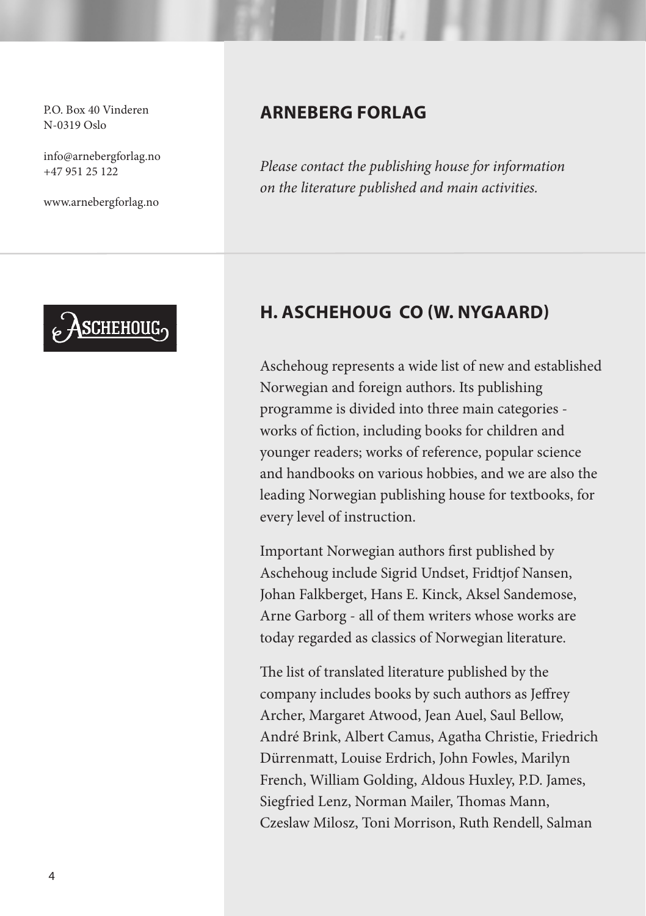P.O. Box 40 Vinderen
N-0319 Oslo

info@arnebergforlag.no
+47 951 25 122

www.arnebergforlag.no

## ARNEBERG FORLAG

*Please contact the publishing house for information on the literature published and main activities.*

ASCHEHOUG

## H. ASCHEHOUG CO (W. NYGAARD)

Aschehoug represents a wide list of new and established Norwegian and foreign authors. Its publishing programme is divided into three main categories - works of fiction, including books for children and younger readers; works of reference, popular science and handbooks on various hobbies, and we are also the leading Norwegian publishing house for textbooks, for every level of instruction.

Important Norwegian authors first published by Aschehoug include Sigrid Undset, Fridtjof Nansen, Johan Falkberget, Hans E. Kinck, Aksel Sandemose, Arne Garborg - all of them writers whose works are today regarded as classics of Norwegian literature.

The list of translated literature published by the company includes books by such authors as Jeffrey Archer, Margaret Atwood, Jean Auel, Saul Bellow, André Brink, Albert Camus, Agatha Christie, Friedrich Dürrenmatt, Louise Erdrich, John Fowles, Marilyn French, William Golding, Aldous Huxley, P.D. James, Siegfried Lenz, Norman Mailer, Thomas Mann, Czeslaw Milosz, Toni Morrison, Ruth Rendell, Salman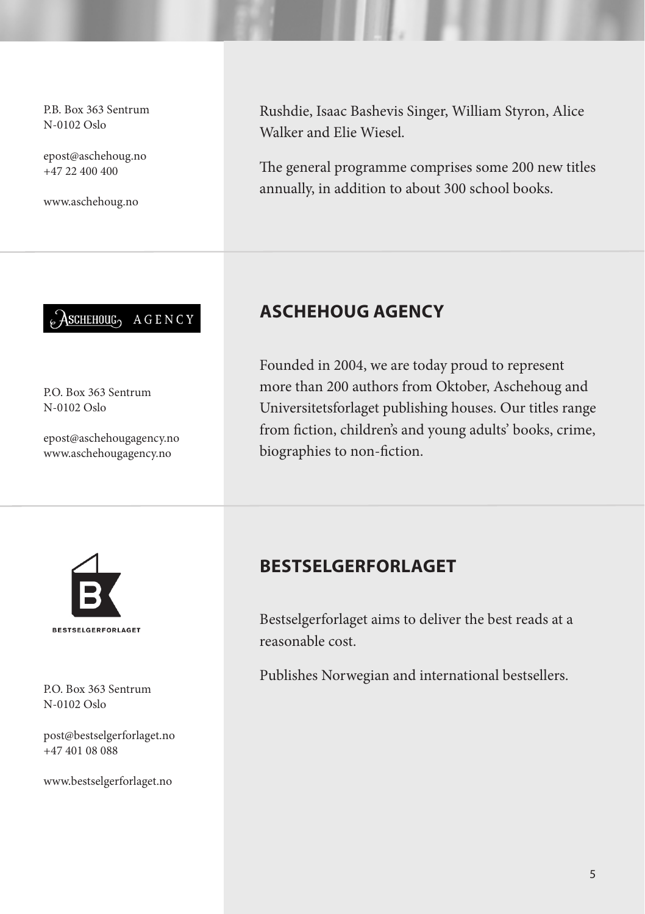P.B. Box 363 Sentrum
N-0102 Oslo

epost@aschehoug.no
+47 22 400 400

www.aschehoug.no

Rushdie, Isaac Bashevis Singer, William Styron, Alice Walker and Elie Wiesel.

The general programme comprises some 200 new titles annually, in addition to about 300 school books.

ASCHEHOUG AGENCY

P.O. Box 363 Sentrum
N-0102 Oslo

epost@aschehougagency.no
www.aschehougagency.no

## ASCHEHOUG AGENCY

Founded in 2004, we are today proud to represent more than 200 authors from Oktober, Aschehoug and Universitetsforlaget publishing houses. Our titles range from fiction, children's and young adults' books, crime, biographies to non-fiction.

BESTSELGERFORLAGET

P.O. Box 363 Sentrum
N-0102 Oslo

post@bestselgerforlaget.no
+47 401 08 088

www.bestselgerforlaget.no

## BESTSELGERFORLAGET

Bestselgerforlaget aims to deliver the best reads at a reasonable cost.

Publishes Norwegian and international bestsellers.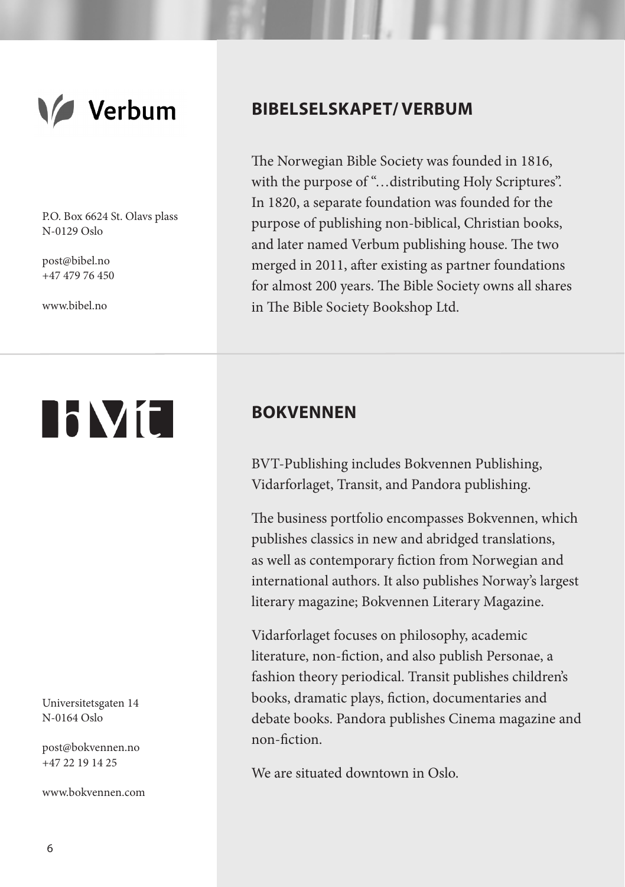Verbum

P.O. Box 6624 St. Olavs plass
N-0129 Oslo

post@bibel.no
+47 479 76 450

www.bibel.no

## BIBELSELSKAPET/ VERBUM

The Norwegian Bible Society was founded in 1816, with the purpose of "…distributing Holy Scriptures". In 1820, a separate foundation was founded for the purpose of publishing non-biblical, Christian books, and later named Verbum publishing house. The two merged in 2011, after existing as partner foundations for almost 200 years. The Bible Society owns all shares in The Bible Society Bookshop Ltd.

---

bvt

Universitetsgaten 14
N-0164 Oslo

post@bokvennen.no
+47 22 19 14 25

www.bokvennen.com

## BOKVENNEN

BVT-Publishing includes Bokvennen Publishing, Vidarforlaget, Transit, and Pandora publishing.

The business portfolio encompasses Bokvennen, which publishes classics in new and abridged translations, as well as contemporary fiction from Norwegian and international authors. It also publishes Norway's largest literary magazine; Bokvennen Literary Magazine.

Vidarforlaget focuses on philosophy, academic literature, non-fiction, and also publish Personae, a fashion theory periodical. Transit publishes children's books, dramatic plays, fiction, documentaries and debate books. Pandora publishes Cinema magazine and non-fiction.

We are situated downtown in Oslo.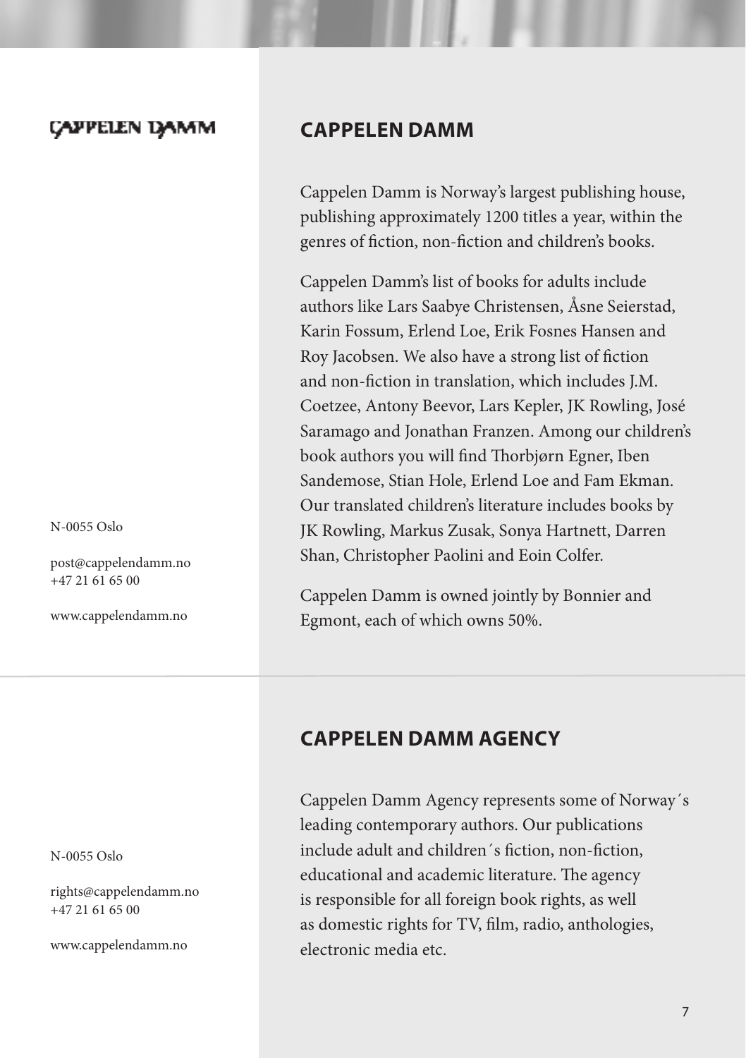CAPPELEN DAMM

## CAPPELEN DAMM

Cappelen Damm is Norway's largest publishing house, publishing approximately 1200 titles a year, within the genres of fiction, non-fiction and children's books.

Cappelen Damm's list of books for adults include authors like Lars Saabye Christensen, Åsne Seierstad, Karin Fossum, Erlend Loe, Erik Fosnes Hansen and Roy Jacobsen. We also have a strong list of fiction and non-fiction in translation, which includes J.M. Coetzee, Antony Beevor, Lars Kepler, JK Rowling, José Saramago and Jonathan Franzen. Among our children's book authors you will find Thorbjørn Egner, Iben Sandemose, Stian Hole, Erlend Loe and Fam Ekman. Our translated children's literature includes books by JK Rowling, Markus Zusak, Sonya Hartnett, Darren Shan, Christopher Paolini and Eoin Colfer.

Cappelen Damm is owned jointly by Bonnier and Egmont, each of which owns 50%.

N-0055 Oslo

post@cappelendamm.no
+47 21 61 65 00

www.cappelendamm.no

## CAPPELEN DAMM AGENCY

Cappelen Damm Agency represents some of Norway´s leading contemporary authors. Our publications include adult and children´s fiction, non-fiction, educational and academic literature. The agency is responsible for all foreign book rights, as well as domestic rights for TV, film, radio, anthologies, electronic media etc.

N-0055 Oslo

rights@cappelendamm.no
+47 21 61 65 00

www.cappelendamm.no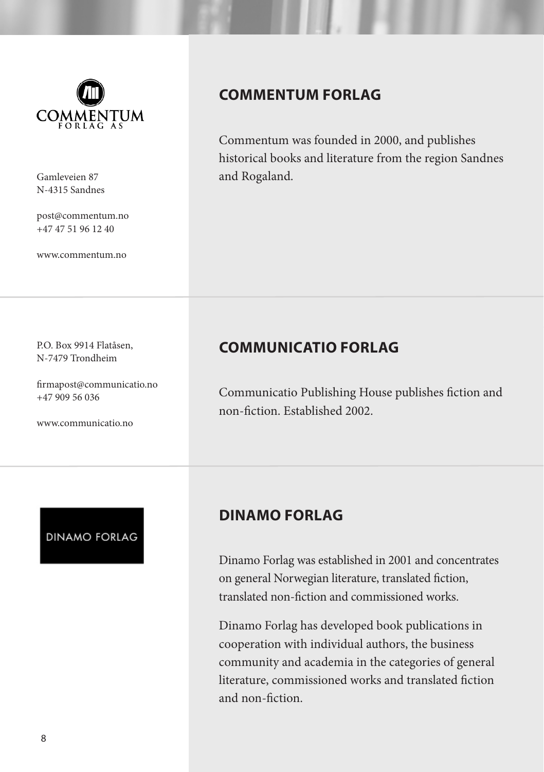## COMMENTUM FORLAG

Gamleveien 87
N-4315 Sandnes

post@commentum.no
+47 47 51 96 12 40

www.commentum.no

Commentum was founded in 2000, and publishes historical books and literature from the region Sandnes and Rogaland.

## COMMUNICATIO FORLAG

P.O. Box 9914 Flatåsen,
N-7479 Trondheim

firmapost@communicatio.no
+47 909 56 036

www.communicatio.no

Communicatio Publishing House publishes fiction and non-fiction. Established 2002.

## DINAMO FORLAG

Dinamo Forlag was established in 2001 and concentrates on general Norwegian literature, translated fiction, translated non-fiction and commissioned works.

Dinamo Forlag has developed book publications in cooperation with individual authors, the business community and academia in the categories of general literature, commissioned works and translated fiction and non-fiction.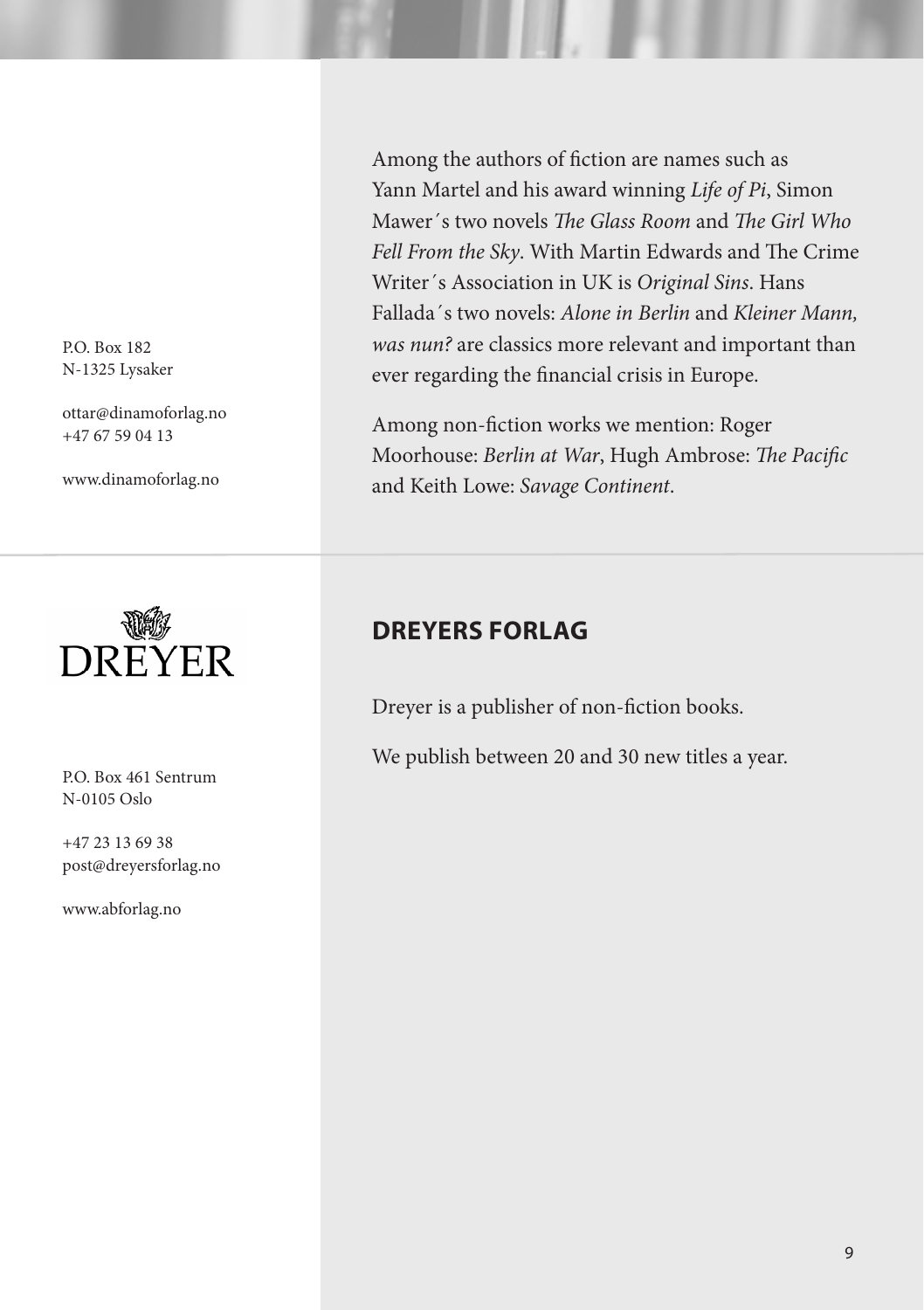P.O. Box 182
N-1325 Lysaker

ottar@dinamoforlag.no
+47 67 59 04 13

www.dinamoforlag.no

Among the authors of fiction are names such as Yann Martel and his award winning *Life of Pi*, Simon Mawer´s two novels *The Glass Room* and *The Girl Who Fell From the Sky*. With Martin Edwards and The Crime Writer´s Association in UK is *Original Sins*. Hans Fallada´s two novels: *Alone in Berlin* and *Kleiner Mann, was nun?* are classics more relevant and important than ever regarding the financial crisis in Europe.

Among non-fiction works we mention: Roger Moorhouse: *Berlin at War*, Hugh Ambrose: *The Pacific* and Keith Lowe: *Savage Continent*.

DREYER

P.O. Box 461 Sentrum
N-0105 Oslo

+47 23 13 69 38
post@dreyersforlag.no

www.abforlag.no

## DREYERS FORLAG

Dreyer is a publisher of non-fiction books.

We publish between 20 and 30 new titles a year.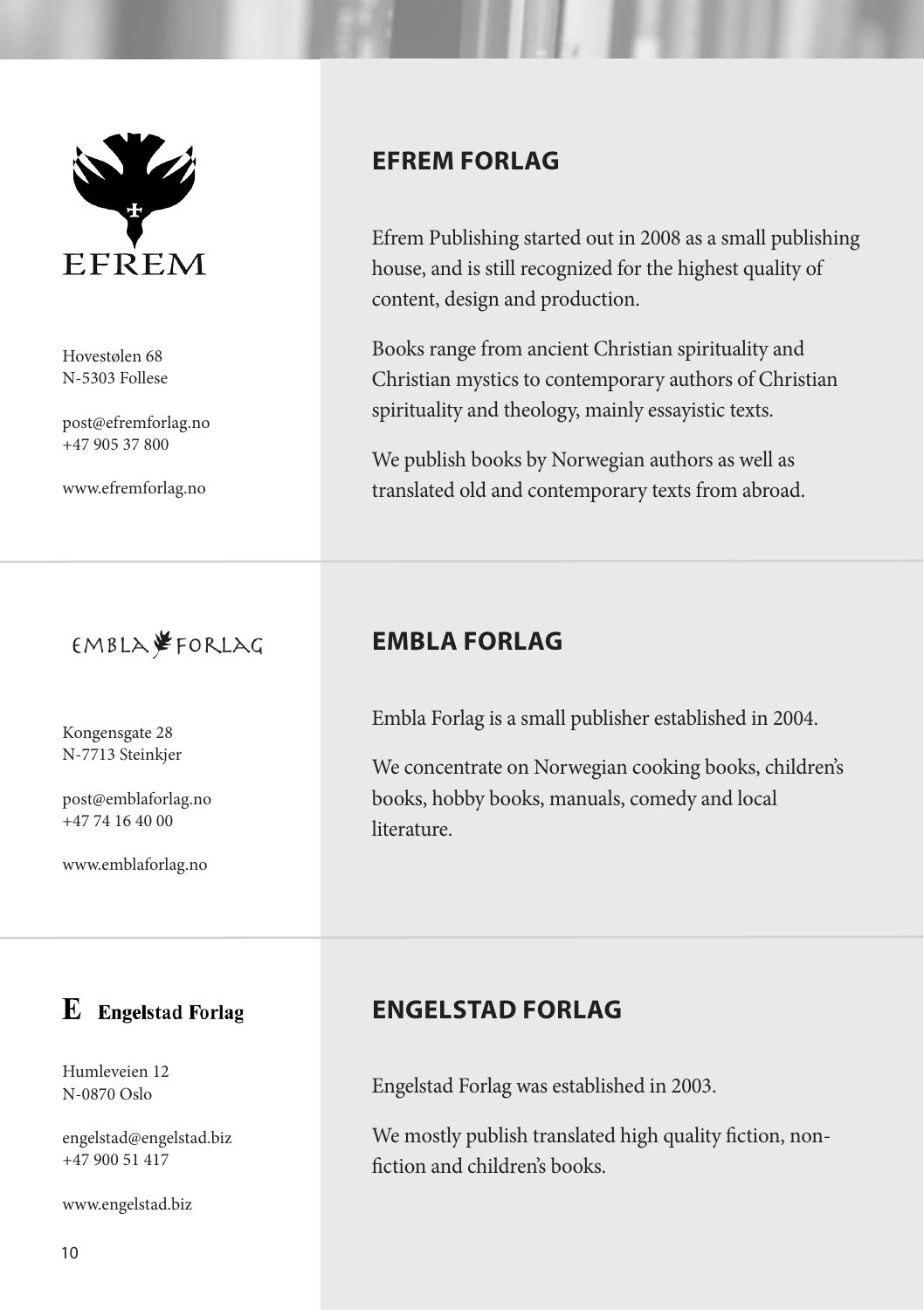## EFREM FORLAG

Hovestølen 68
N-5303 Follese

post@efremforlag.no
+47 905 37 800

www.efremforlag.no

Efrem Publishing started out in 2008 as a small publishing house, and is still recognized for the highest quality of content, design and production.

Books range from ancient Christian spirituality and Christian mystics to contemporary authors of Christian spirituality and theology, mainly essayistic texts.

We publish books by Norwegian authors as well as translated old and contemporary texts from abroad.

## EMBLA FORLAG

Kongensgate 28
N-7713 Steinkjer

post@emblaforlag.no
+47 74 16 40 00

www.emblaforlag.no

Embla Forlag is a small publisher established in 2004.

We concentrate on Norwegian cooking books, children's books, hobby books, manuals, comedy and local literature.

## ENGELSTAD FORLAG

Humleveien 12
N-0870 Oslo

engelstad@engelstad.biz
+47 900 51 417

www.engelstad.biz

Engelstad Forlag was established in 2003.

We mostly publish translated high quality fiction, non-fiction and children's books.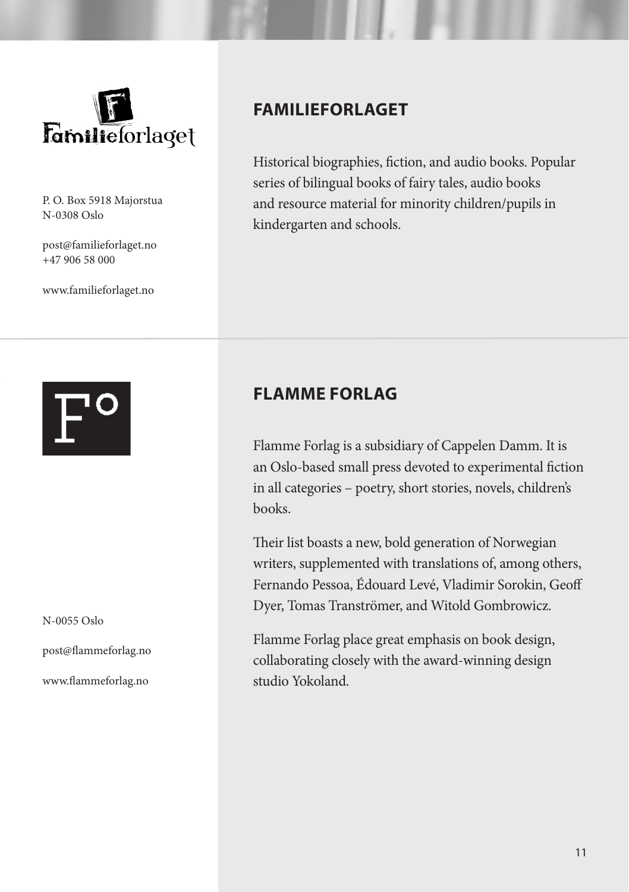## FAMILIEFORLAGET

P. O. Box 5918 Majorstua
N-0308 Oslo

post@familieforlaget.no
+47 906 58 000

www.familieforlaget.no

Historical biographies, fiction, and audio books. Popular series of bilingual books of fairy tales, audio books and resource material for minority children/pupils in kindergarten and schools.

## FLAMME FORLAG

N-0055 Oslo

post@flammeforlag.no

www.flammeforlag.no

Flamme Forlag is a subsidiary of Cappelen Damm. It is an Oslo-based small press devoted to experimental fiction in all categories – poetry, short stories, novels, children's books.

Their list boasts a new, bold generation of Norwegian writers, supplemented with translations of, among others, Fernando Pessoa, Édouard Levé, Vladimir Sorokin, Geoff Dyer, Tomas Tranströmer, and Witold Gombrowicz.

Flamme Forlag place great emphasis on book design, collaborating closely with the award-winning design studio Yokoland.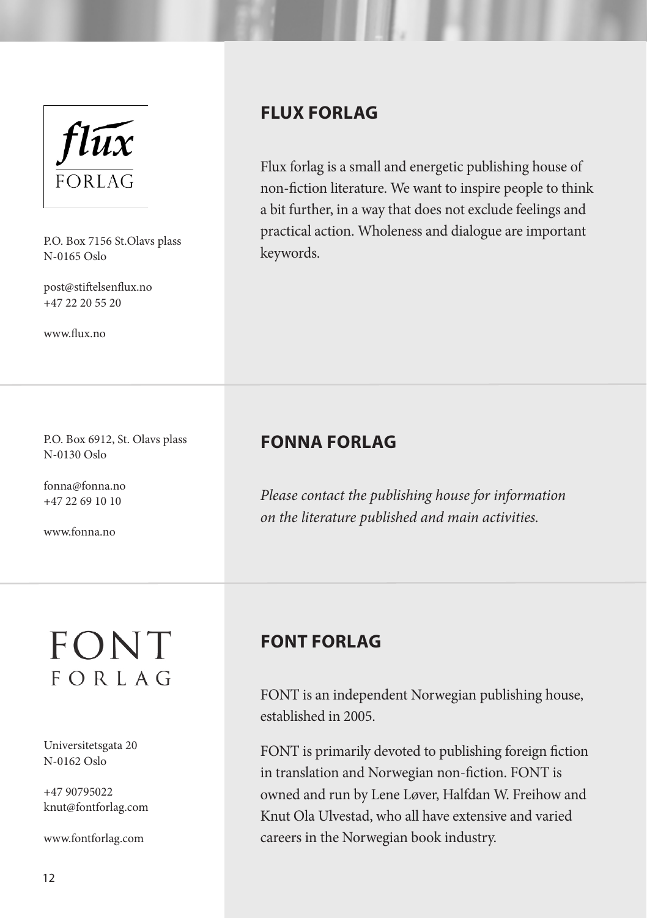## FLUX FORLAG

P.O. Box 7156 St.Olavs plass
N-0165 Oslo

post@stiftelsenflux.no
+47 22 20 55 20

www.flux.no

Flux forlag is a small and energetic publishing house of non-fiction literature. We want to inspire people to think a bit further, in a way that does not exclude feelings and practical action. Wholeness and dialogue are important keywords.

## FONNA FORLAG

P.O. Box 6912, St. Olavs plass
N-0130 Oslo

fonna@fonna.no
+47 22 69 10 10

www.fonna.no

*Please contact the publishing house for information on the literature published and main activities.*

## FONT FORLAG

Universitetsgata 20
N-0162 Oslo

+47 90795022
knut@fontforlag.com

www.fontforlag.com

FONT is an independent Norwegian publishing house, established in 2005.

FONT is primarily devoted to publishing foreign fiction in translation and Norwegian non-fiction. FONT is owned and run by Lene Løver, Halfdan W. Freihow and Knut Ola Ulvestad, who all have extensive and varied careers in the Norwegian book industry.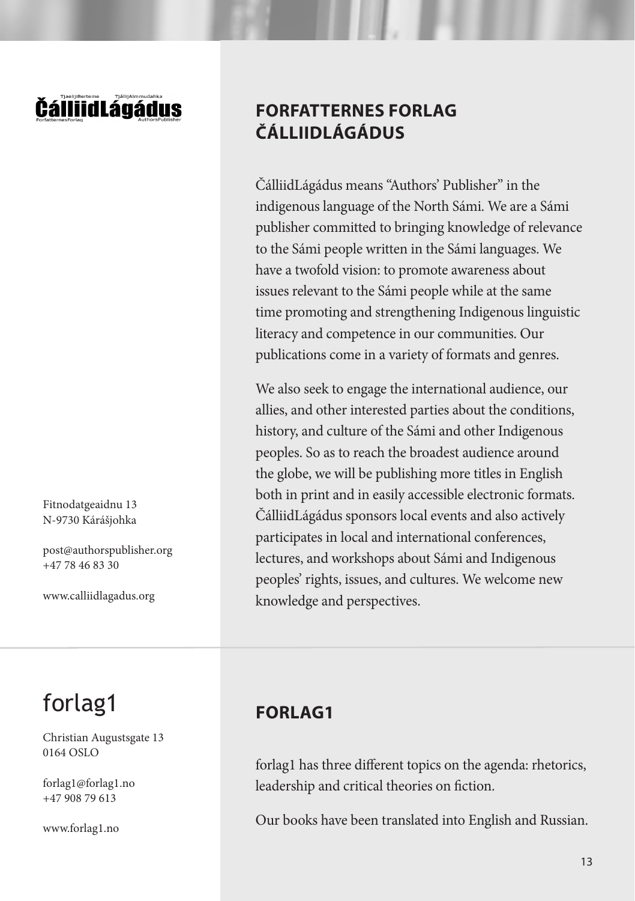TjaelijiBerteme TjállijAlmmudahka
**ČálliidLágádus**
ForfatternesForlag AuthorsPublisher

## FORFATTERNES FORLAG ČÁLLIIDLÁGÁDUS

ČálliidLágádus means "Authors' Publisher" in the indigenous language of the North Sámi. We are a Sámi publisher committed to bringing knowledge of relevance to the Sámi people written in the Sámi languages. We have a twofold vision: to promote awareness about issues relevant to the Sámi people while at the same time promoting and strengthening Indigenous linguistic literacy and competence in our communities. Our publications come in a variety of formats and genres.

We also seek to engage the international audience, our allies, and other interested parties about the conditions, history, and culture of the Sámi and other Indigenous peoples. So as to reach the broadest audience around the globe, we will be publishing more titles in English both in print and in easily accessible electronic formats. ČálliidLágádus sponsors local events and also actively participates in local and international conferences, lectures, and workshops about Sámi and Indigenous peoples' rights, issues, and cultures. We welcome new knowledge and perspectives.

Fitnodatgeaidnu 13
N-9730 Kárášjohka

post@authorspublisher.org
+47 78 46 83 30

www.calliidlagadus.org

---

forlag1

## FORLAG1

forlag1 has three different topics on the agenda: rhetorics, leadership and critical theories on fiction.

Our books have been translated into English and Russian.

Christian Augustsgate 13
0164 OSLO

forlag1@forlag1.no
+47 908 79 613

www.forlag1.no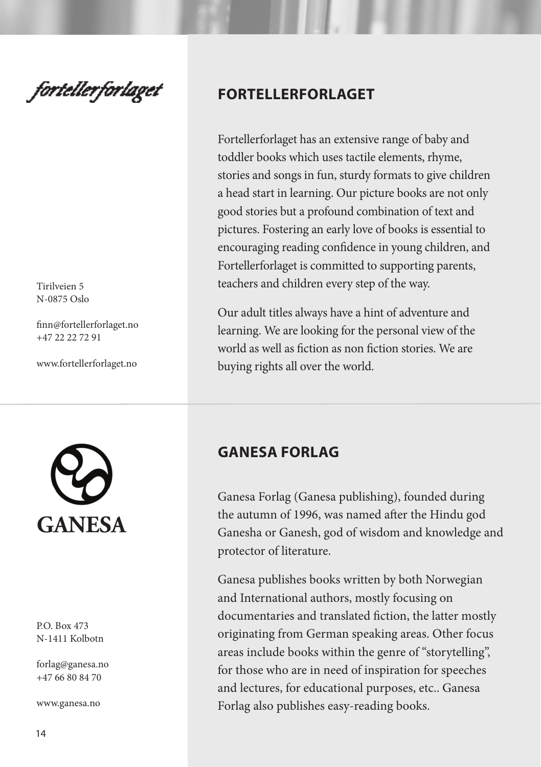## FORTELLERFORLAGET

Fortellerforlaget has an extensive range of baby and toddler books which uses tactile elements, rhyme, stories and songs in fun, sturdy formats to give children a head start in learning. Our picture books are not only good stories but a profound combination of text and pictures. Fostering an early love of books is essential to encouraging reading confidence in young children, and Fortellerforlaget is committed to supporting parents, teachers and children every step of the way.

Our adult titles always have a hint of adventure and learning. We are looking for the personal view of the world as well as fiction as non fiction stories. We are buying rights all over the world.

Tirilveien 5
N-0875 Oslo

finn@fortellerforlaget.no
+47 22 22 72 91

www.fortellerforlaget.no

## GANESA FORLAG

Ganesa Forlag (Ganesa publishing), founded during the autumn of 1996, was named after the Hindu god Ganesha or Ganesh, god of wisdom and knowledge and protector of literature.

Ganesa publishes books written by both Norwegian and International authors, mostly focusing on documentaries and translated fiction, the latter mostly originating from German speaking areas. Other focus areas include books within the genre of "storytelling", for those who are in need of inspiration for speeches and lectures, for educational purposes, etc.. Ganesa Forlag also publishes easy-reading books.

P.O. Box 473
N-1411 Kolbotn

forlag@ganesa.no
+47 66 80 84 70

www.ganesa.no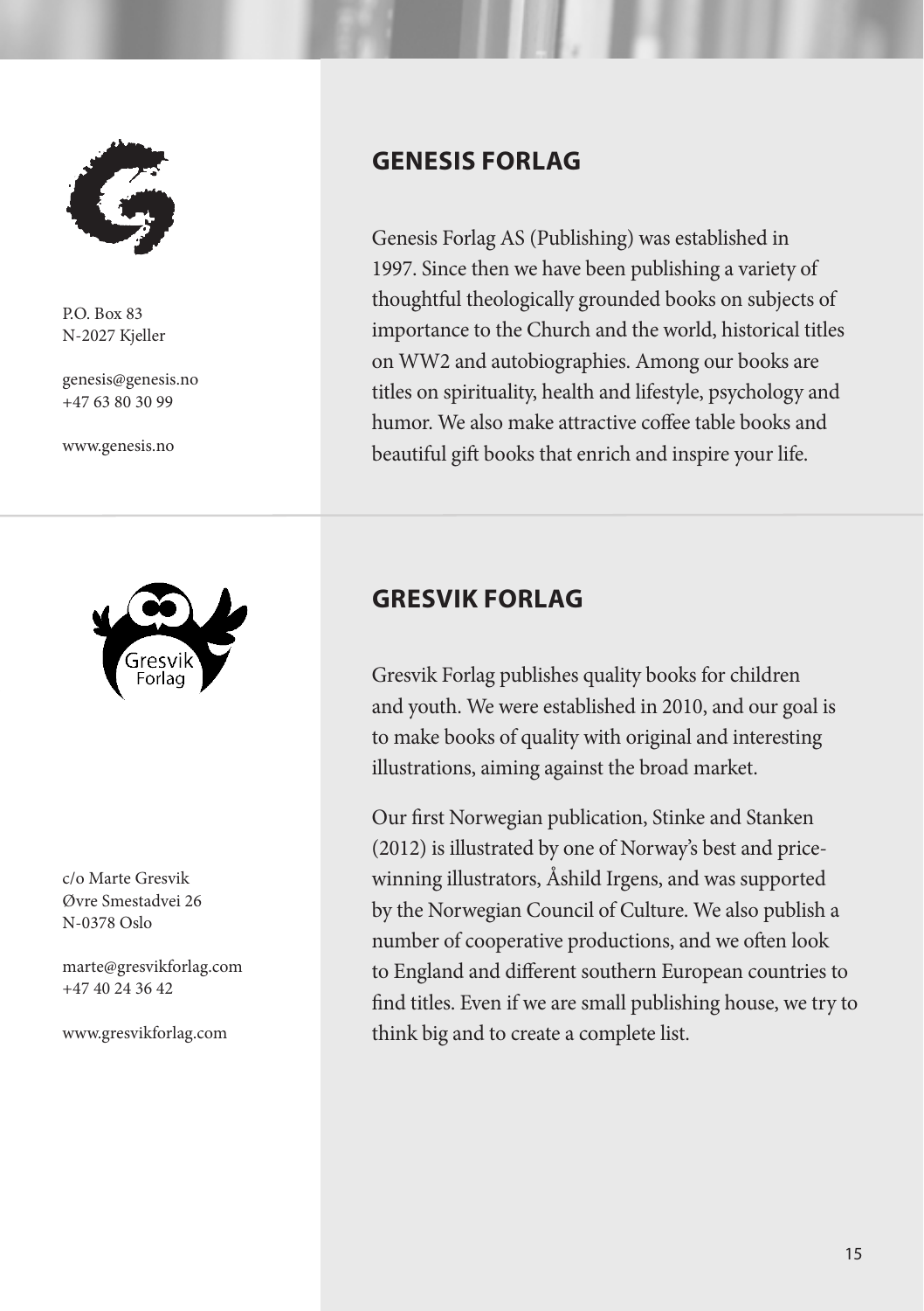## GENESIS FORLAG

P.O. Box 83
N-2027 Kjeller

genesis@genesis.no
+47 63 80 30 99

www.genesis.no

Genesis Forlag AS (Publishing) was established in 1997. Since then we have been publishing a variety of thoughtful theologically grounded books on subjects of importance to the Church and the world, historical titles on WW2 and autobiographies. Among our books are titles on spirituality, health and lifestyle, psychology and humor. We also make attractive coffee table books and beautiful gift books that enrich and inspire your life.

## GRESVIK FORLAG

c/o Marte Gresvik
Øvre Smestadvei 26
N-0378 Oslo

marte@gresvikforlag.com
+47 40 24 36 42

www.gresvikforlag.com

Gresvik Forlag publishes quality books for children and youth. We were established in 2010, and our goal is to make books of quality with original and interesting illustrations, aiming against the broad market.

Our first Norwegian publication, Stinke and Stanken (2012) is illustrated by one of Norway's best and price-winning illustrators, Åshild Irgens, and was supported by the Norwegian Council of Culture. We also publish a number of cooperative productions, and we often look to England and different southern European countries to find titles. Even if we are small publishing house, we try to think big and to create a complete list.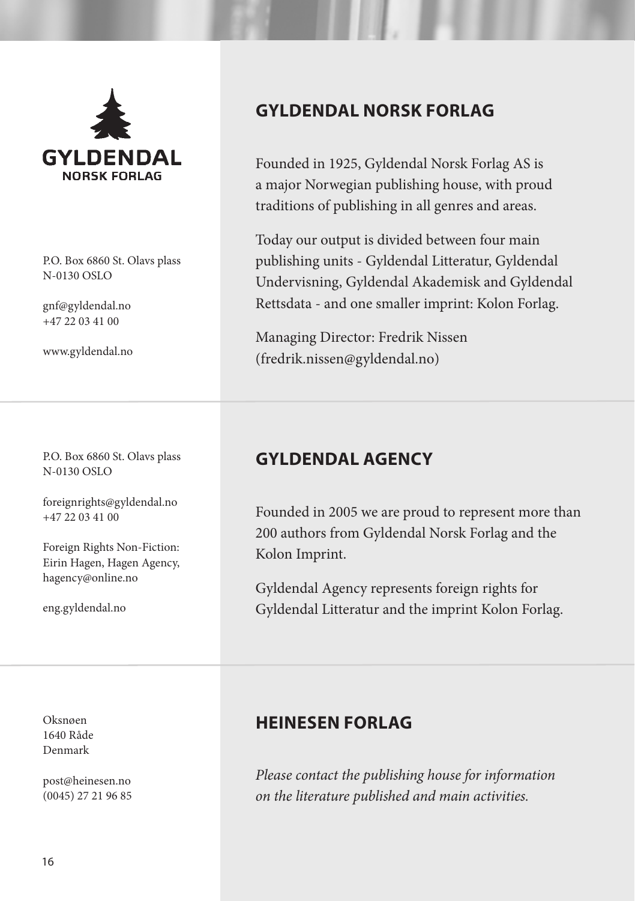## GYLDENDAL NORSK FORLAG

GYLDENDAL
NORSK FORLAG

P.O. Box 6860 St. Olavs plass
N-0130 OSLO

gnf@gyldendal.no
+47 22 03 41 00

www.gyldendal.no

Founded in 1925, Gyldendal Norsk Forlag AS is a major Norwegian publishing house, with proud traditions of publishing in all genres and areas.

Today our output is divided between four main publishing units - Gyldendal Litteratur, Gyldendal Undervisning, Gyldendal Akademisk and Gyldendal Rettsdata - and one smaller imprint: Kolon Forlag.

Managing Director: Fredrik Nissen (fredrik.nissen@gyldendal.no)

## GYLDENDAL AGENCY

P.O. Box 6860 St. Olavs plass
N-0130 OSLO

foreignrights@gyldendal.no
+47 22 03 41 00

Foreign Rights Non-Fiction:
Eirin Hagen, Hagen Agency,
hagency@online.no

eng.gyldendal.no

Founded in 2005 we are proud to represent more than 200 authors from Gyldendal Norsk Forlag and the Kolon Imprint.

Gyldendal Agency represents foreign rights for Gyldendal Litteratur and the imprint Kolon Forlag.

## HEINESEN FORLAG

Oksnøen
1640 Råde
Denmark

post@heinesen.no
(0045) 27 21 96 85

*Please contact the publishing house for information on the literature published and main activities.*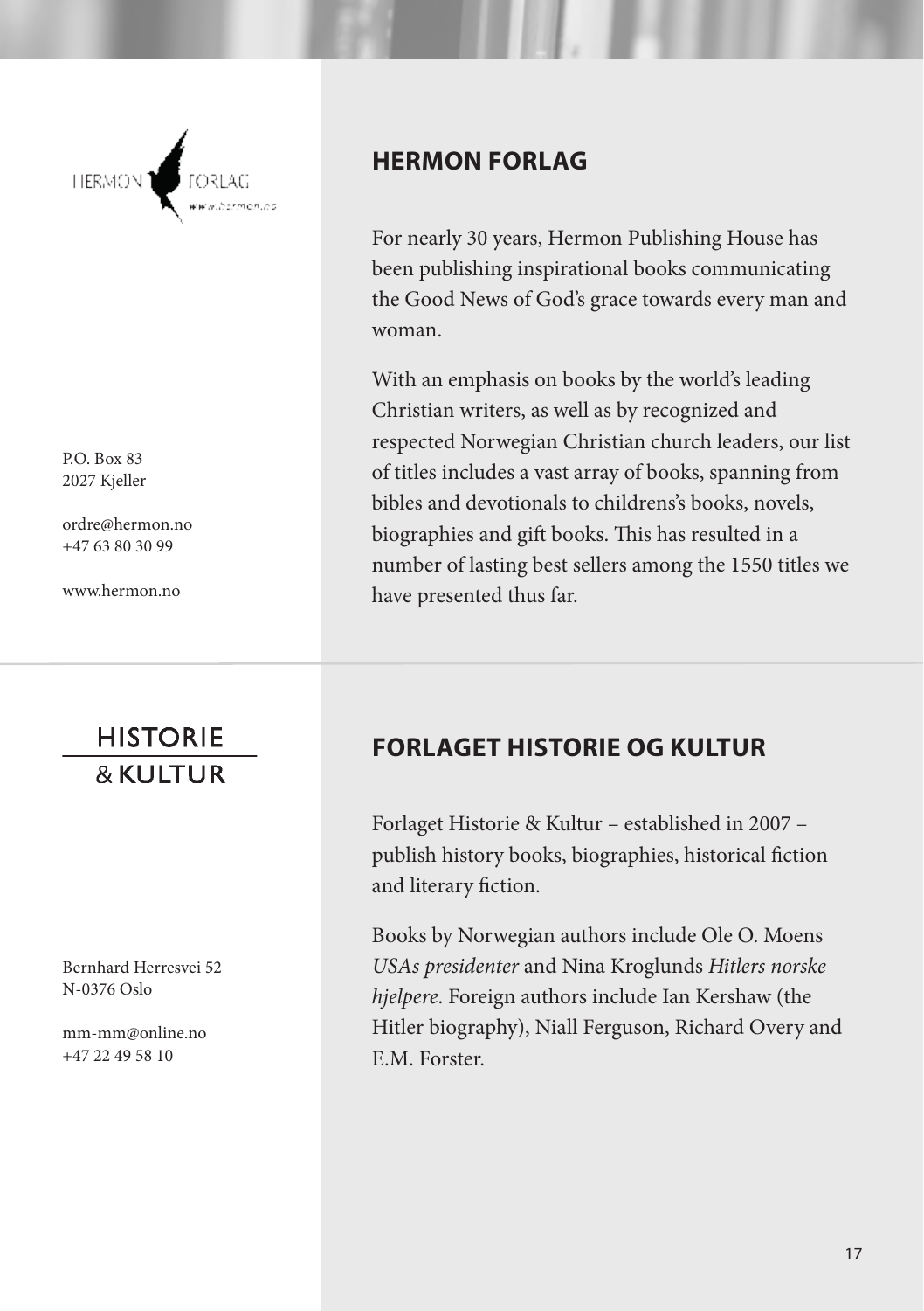## HERMON FORLAG

For nearly 30 years, Hermon Publishing House has been publishing inspirational books communicating the Good News of God's grace towards every man and woman.

With an emphasis on books by the world's leading Christian writers, as well as by recognized and respected Norwegian Christian church leaders, our list of titles includes a vast array of books, spanning from bibles and devotionals to childrens's books, novels, biographies and gift books. This has resulted in a number of lasting best sellers among the 1550 titles we have presented thus far.

P.O. Box 83
2027 Kjeller

ordre@hermon.no
+47 63 80 30 99

www.hermon.no

## FORLAGET HISTORIE OG KULTUR

Forlaget Historie & Kultur – established in 2007 – publish history books, biographies, historical fiction and literary fiction.

Books by Norwegian authors include Ole O. Moens *USAs presidenter* and Nina Kroglunds *Hitlers norske hjelpere*. Foreign authors include Ian Kershaw (the Hitler biography), Niall Ferguson, Richard Overy and E.M. Forster.

Bernhard Herresvei 52
N-0376 Oslo

mm-mm@online.no
+47 22 49 58 10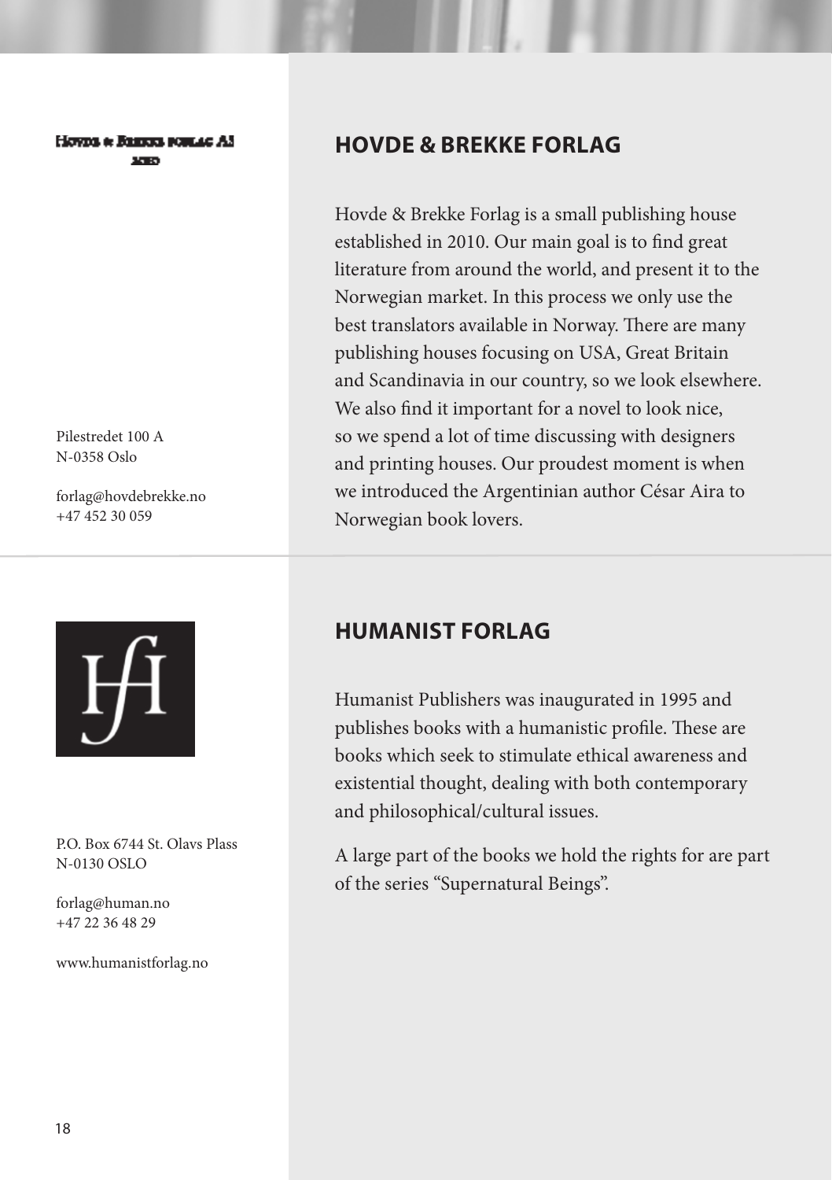## HOVDE & BREKKE FORLAG

Pilestredet 100 A
N-0358 Oslo

forlag@hovdebrekke.no
+47 452 30 059

Hovde & Brekke Forlag is a small publishing house established in 2010. Our main goal is to find great literature from around the world, and present it to the Norwegian market. In this process we only use the best translators available in Norway. There are many publishing houses focusing on USA, Great Britain and Scandinavia in our country, so we look elsewhere. We also find it important for a novel to look nice, so we spend a lot of time discussing with designers and printing houses. Our proudest moment is when we introduced the Argentinian author César Aira to Norwegian book lovers.

## HUMANIST FORLAG

P.O. Box 6744 St. Olavs Plass
N-0130 OSLO

forlag@human.no
+47 22 36 48 29

www.humanistforlag.no

Humanist Publishers was inaugurated in 1995 and publishes books with a humanistic profile. These are books which seek to stimulate ethical awareness and existential thought, dealing with both contemporary and philosophical/cultural issues.

A large part of the books we hold the rights for are part of the series "Supernatural Beings".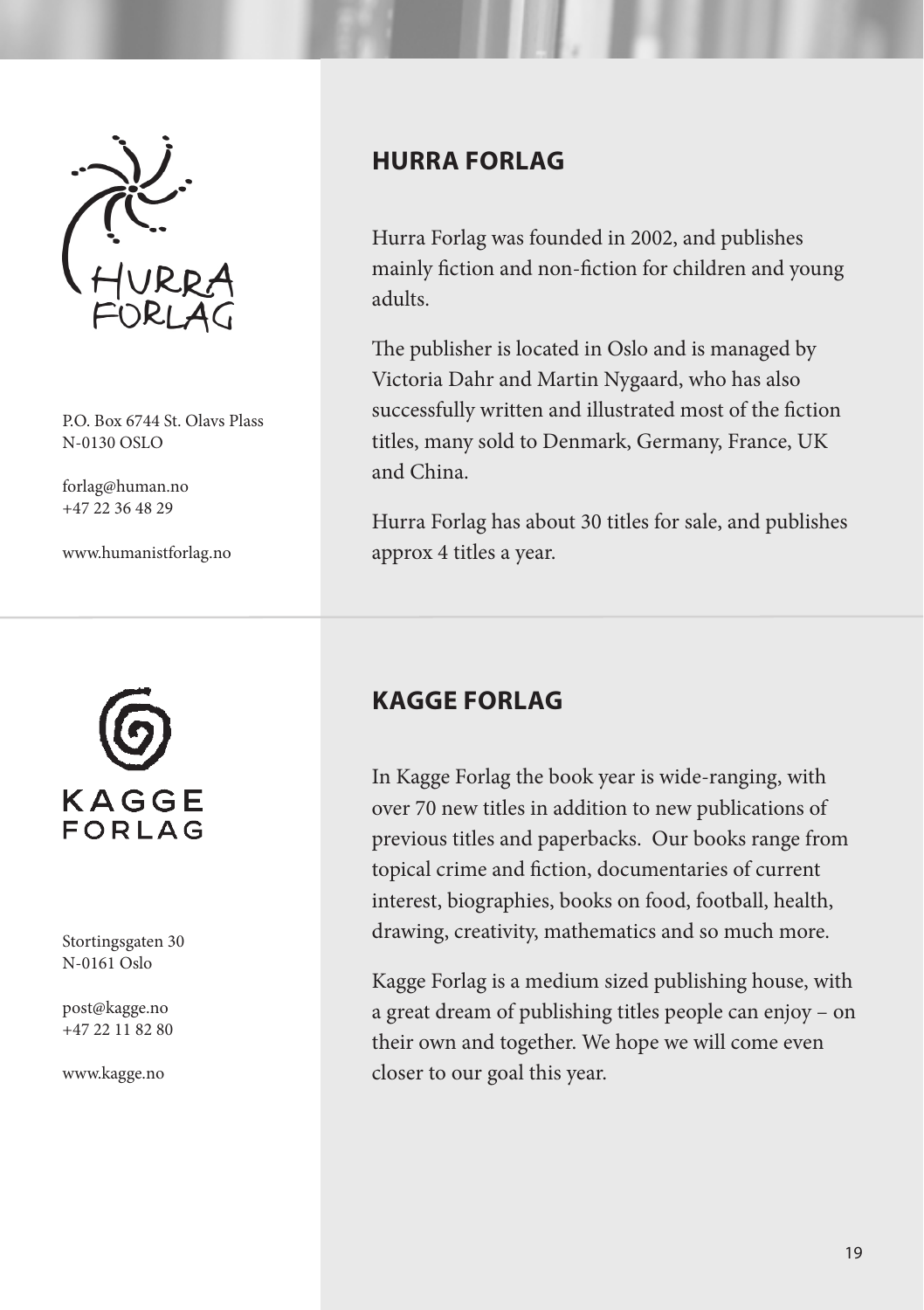## HURRA FORLAG

P.O. Box 6744 St. Olavs Plass
N-0130 OSLO

forlag@human.no
+47 22 36 48 29

www.humanistforlag.no

Hurra Forlag was founded in 2002, and publishes mainly fiction and non-fiction for children and young adults.

The publisher is located in Oslo and is managed by Victoria Dahr and Martin Nygaard, who has also successfully written and illustrated most of the fiction titles, many sold to Denmark, Germany, France, UK and China.

Hurra Forlag has about 30 titles for sale, and publishes approx 4 titles a year.

## KAGGE FORLAG

Stortingsgaten 30
N-0161 Oslo

post@kagge.no
+47 22 11 82 80

www.kagge.no

In Kagge Forlag the book year is wide-ranging, with over 70 new titles in addition to new publications of previous titles and paperbacks. Our books range from topical crime and fiction, documentaries of current interest, biographies, books on food, football, health, drawing, creativity, mathematics and so much more.

Kagge Forlag is a medium sized publishing house, with a great dream of publishing titles people can enjoy – on their own and together. We hope we will come even closer to our goal this year.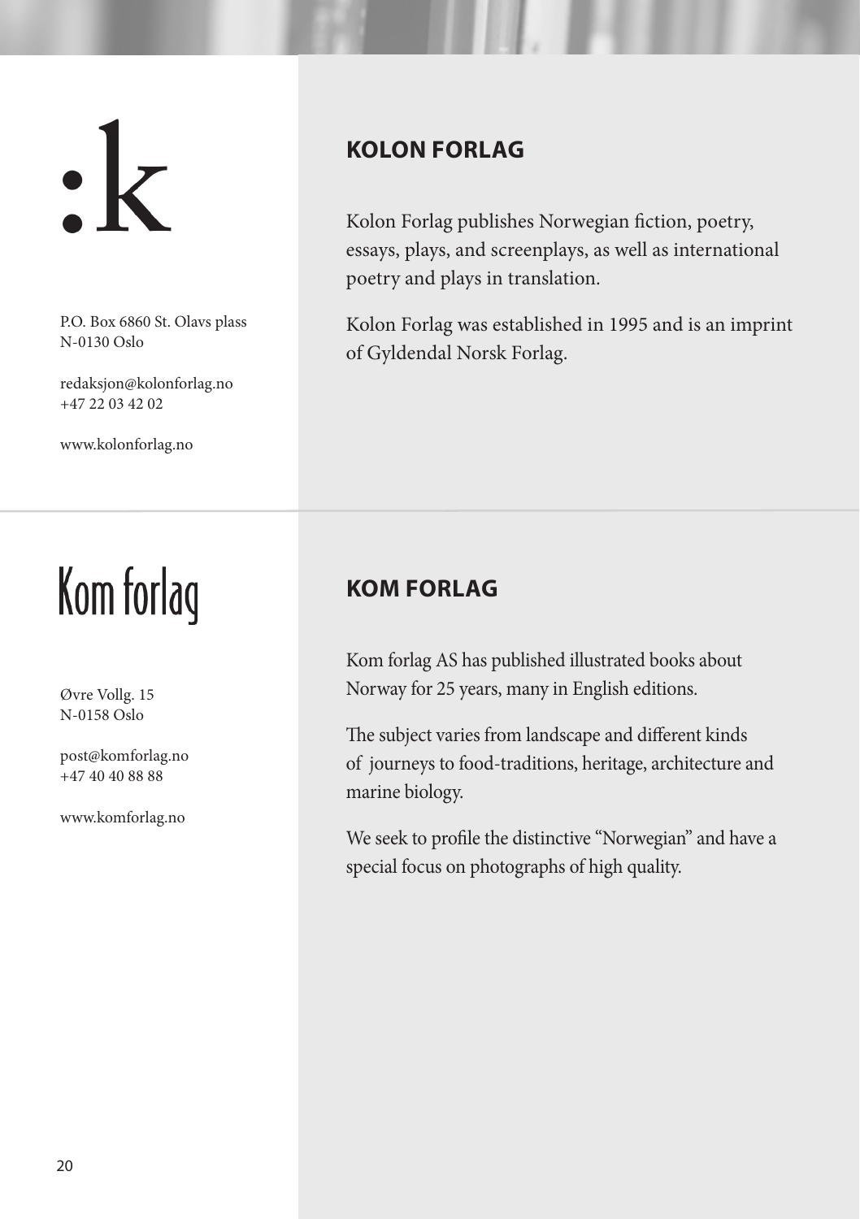:k

P.O. Box 6860 St. Olavs plass
N-0130 Oslo

redaksjon@kolonforlag.no
+47 22 03 42 02

www.kolonforlag.no

## KOLON FORLAG

Kolon Forlag publishes Norwegian fiction, poetry, essays, plays, and screenplays, as well as international poetry and plays in translation.

Kolon Forlag was established in 1995 and is an imprint of Gyldendal Norsk Forlag.

Kom forlag

Øvre Vollg. 15
N-0158 Oslo

post@komforlag.no
+47 40 40 88 88

www.komforlag.no

## KOM FORLAG

Kom forlag AS has published illustrated books about Norway for 25 years, many in English editions.

The subject varies from landscape and different kinds of journeys to food-traditions, heritage, architecture and marine biology.

We seek to profile the distinctive "Norwegian" and have a special focus on photographs of high quality.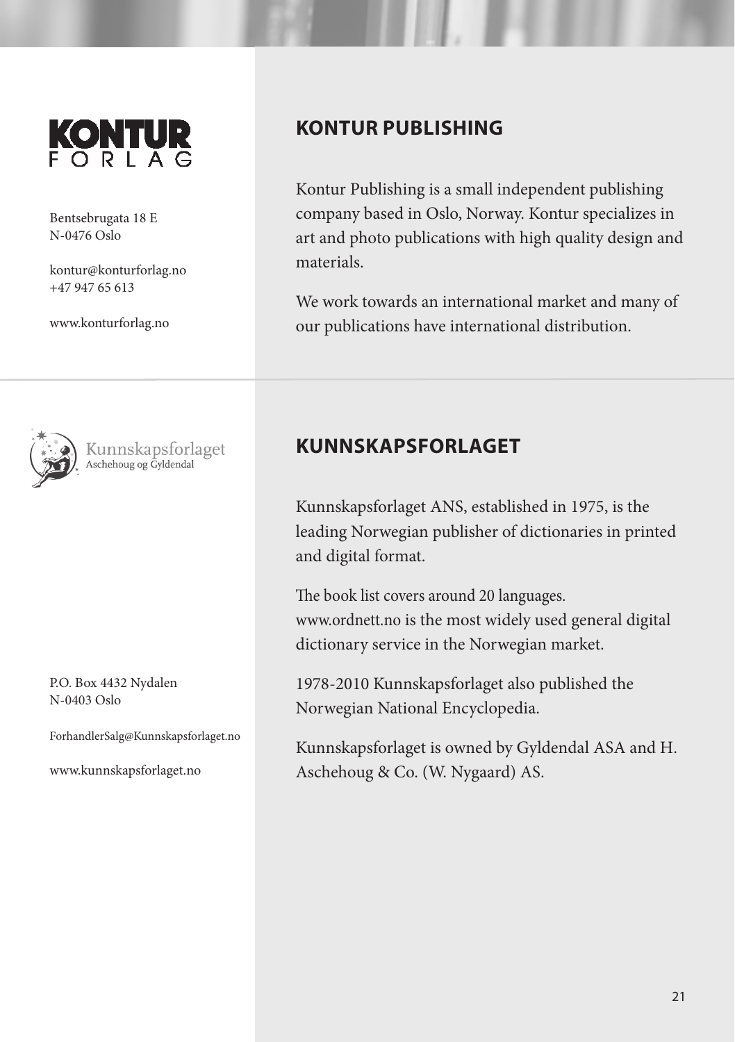## KONTUR PUBLISHING

KONTUR FORLAG

Bentsebrugata 18 E
N-0476 Oslo

kontur@konturforlag.no
+47 947 65 613

www.konturforlag.no

Kontur Publishing is a small independent publishing company based in Oslo, Norway. Kontur specializes in art and photo publications with high quality design and materials.

We work towards an international market and many of our publications have international distribution.

## KUNNSKAPSFORLAGET

Kunnskapsforlaget
Aschehoug og Gyldendal

P.O. Box 4432 Nydalen
N-0403 Oslo

ForhandlerSalg@Kunnskapsforlaget.no

www.kunnskapsforlaget.no

Kunnskapsforlaget ANS, established in 1975, is the leading Norwegian publisher of dictionaries in printed and digital format.

The book list covers around 20 languages. www.ordnett.no is the most widely used general digital dictionary service in the Norwegian market.

1978-2010 Kunnskapsforlaget also published the Norwegian National Encyclopedia.

Kunnskapsforlaget is owned by Gyldendal ASA and H. Aschehoug & Co. (W. Nygaard) AS.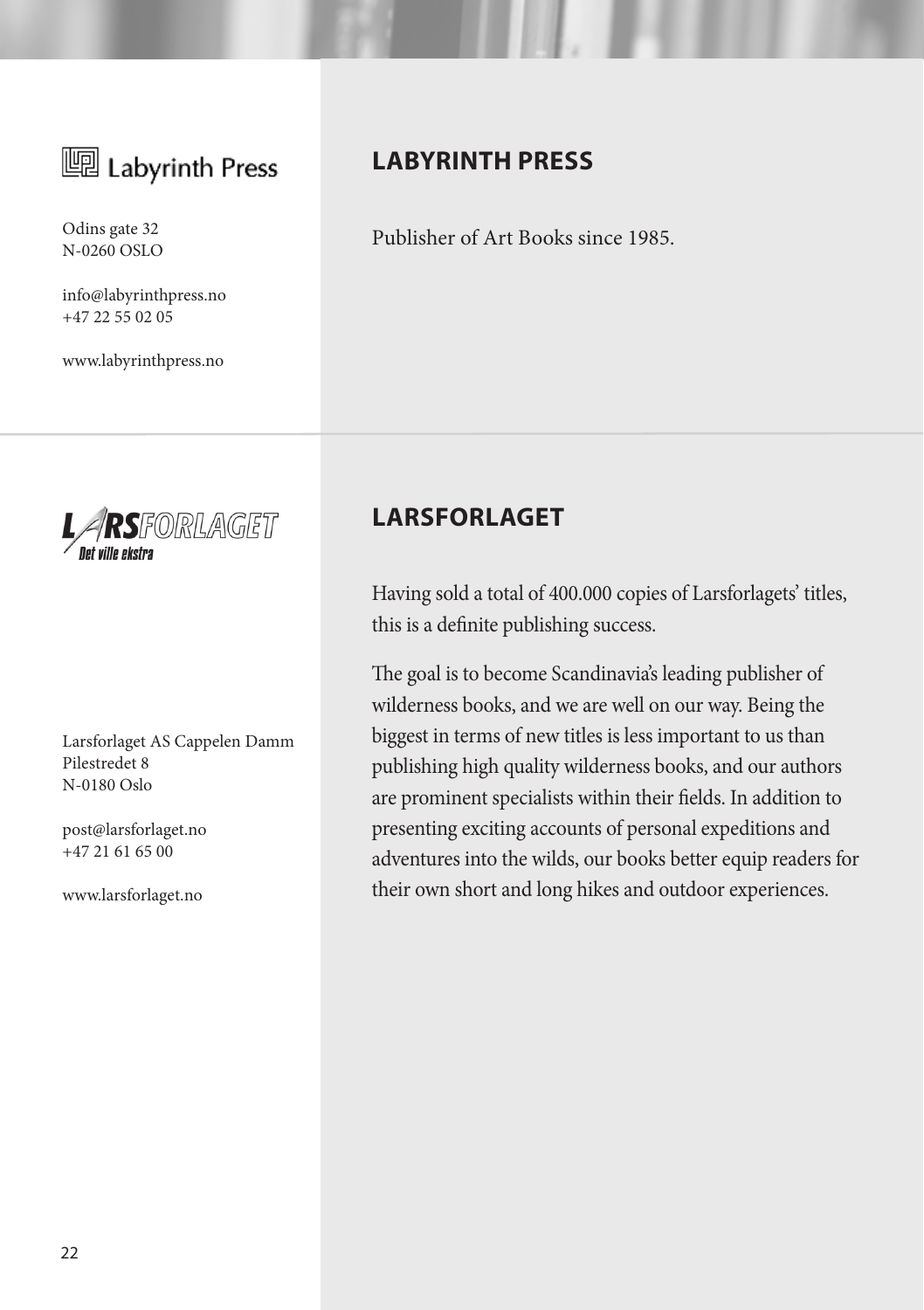Labyrinth Press

Odins gate 32
N-0260 OSLO

info@labyrinthpress.no
+47 22 55 02 05

www.labyrinthpress.no

## LABYRINTH PRESS

Publisher of Art Books since 1985.

LARSFORLAGET
Det ville ekstra

Larsforlaget AS Cappelen Damm
Pilestredet 8
N-0180 Oslo

post@larsforlaget.no
+47 21 61 65 00

www.larsforlaget.no

## LARSFORLAGET

Having sold a total of 400.000 copies of Larsforlagets' titles, this is a definite publishing success.

The goal is to become Scandinavia's leading publisher of wilderness books, and we are well on our way. Being the biggest in terms of new titles is less important to us than publishing high quality wilderness books, and our authors are prominent specialists within their fields. In addition to presenting exciting accounts of personal expeditions and adventures into the wilds, our books better equip readers for their own short and long hikes and outdoor experiences.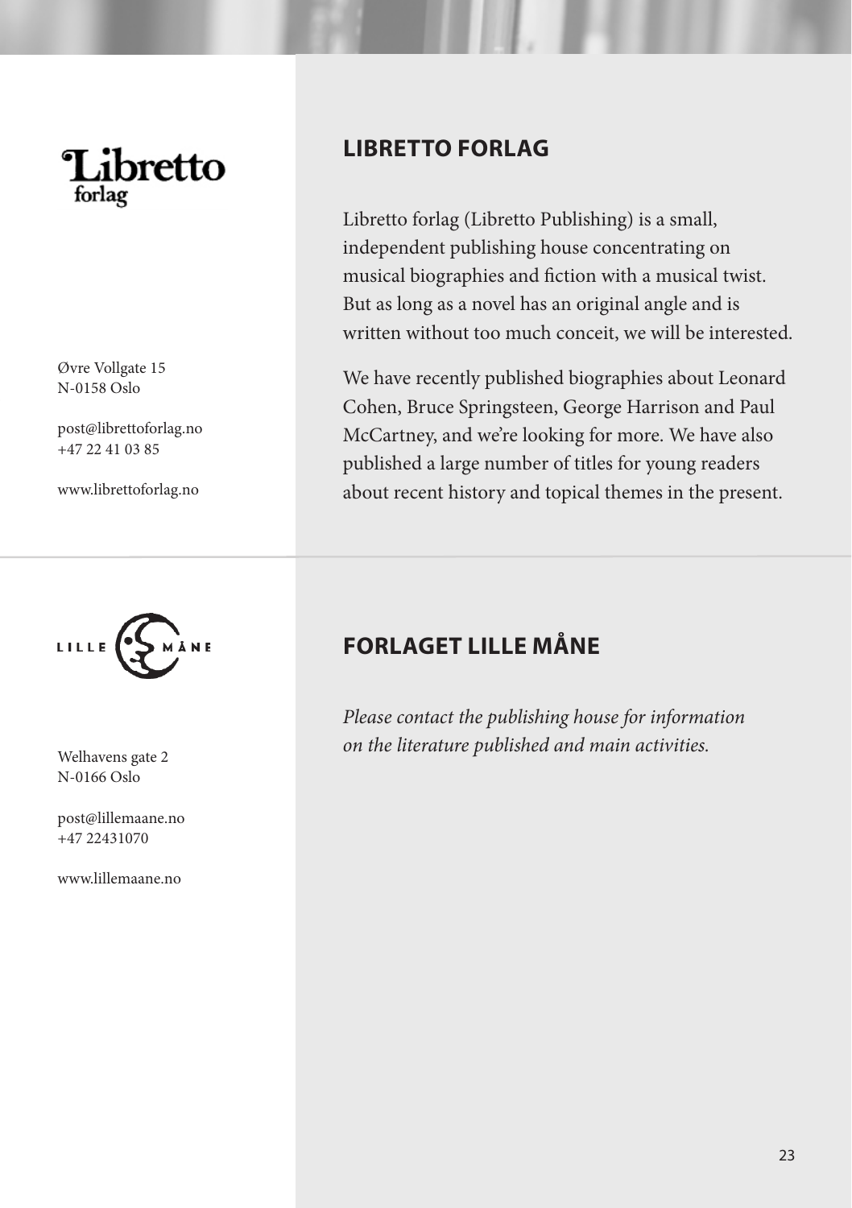## LIBRETTO FORLAG

Øvre Vollgate 15
N-0158 Oslo

post@librettoforlag.no
+47 22 41 03 85

www.librettoforlag.no

Libretto forlag (Libretto Publishing) is a small, independent publishing house concentrating on musical biographies and fiction with a musical twist. But as long as a novel has an original angle and is written without too much conceit, we will be interested.

We have recently published biographies about Leonard Cohen, Bruce Springsteen, George Harrison and Paul McCartney, and we're looking for more. We have also published a large number of titles for young readers about recent history and topical themes in the present.

## FORLAGET LILLE MÅNE

Welhavens gate 2
N-0166 Oslo

post@lillemaane.no
+47 22431070

www.lillemaane.no

*Please contact the publishing house for information on the literature published and main activities.*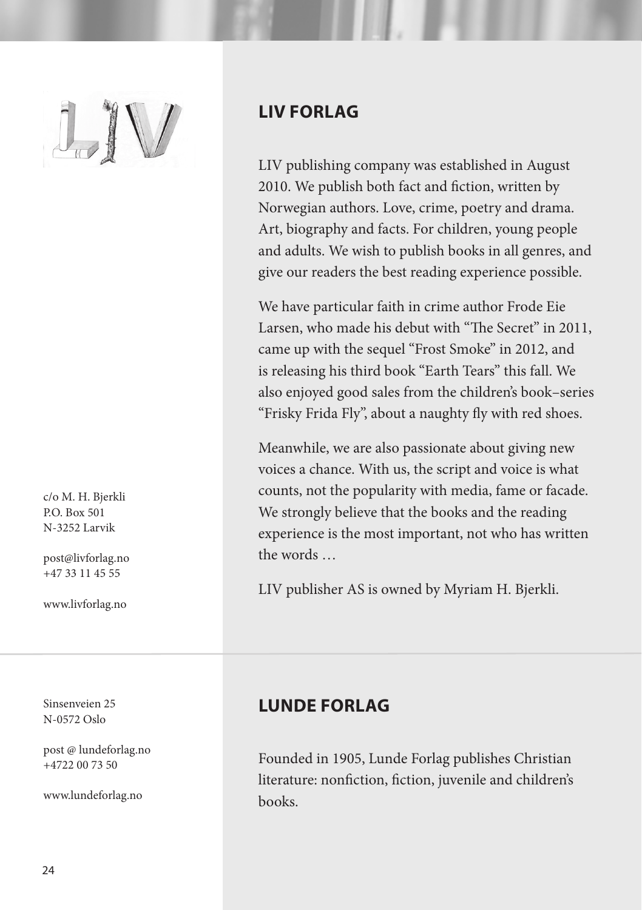## LIV FORLAG

c/o M. H. Bjerkli
P.O. Box 501
N-3252 Larvik

post@livforlag.no
+47 33 11 45 55

www.livforlag.no

LIV publishing company was established in August 2010. We publish both fact and fiction, written by Norwegian authors. Love, crime, poetry and drama. Art, biography and facts. For children, young people and adults. We wish to publish books in all genres, and give our readers the best reading experience possible.

We have particular faith in crime author Frode Eie Larsen, who made his debut with "The Secret" in 2011, came up with the sequel "Frost Smoke" in 2012, and is releasing his third book "Earth Tears" this fall. We also enjoyed good sales from the children's book–series "Frisky Frida Fly", about a naughty fly with red shoes.

Meanwhile, we are also passionate about giving new voices a chance. With us, the script and voice is what counts, not the popularity with media, fame or facade. We strongly believe that the books and the reading experience is the most important, not who has written the words …

LIV publisher AS is owned by Myriam H. Bjerkli.

## LUNDE FORLAG

Sinsenveien 25
N-0572 Oslo

post @ lundeforlag.no
+4722 00 73 50

www.lundeforlag.no

Founded in 1905, Lunde Forlag publishes Christian literature: nonfiction, fiction, juvenile and children's books.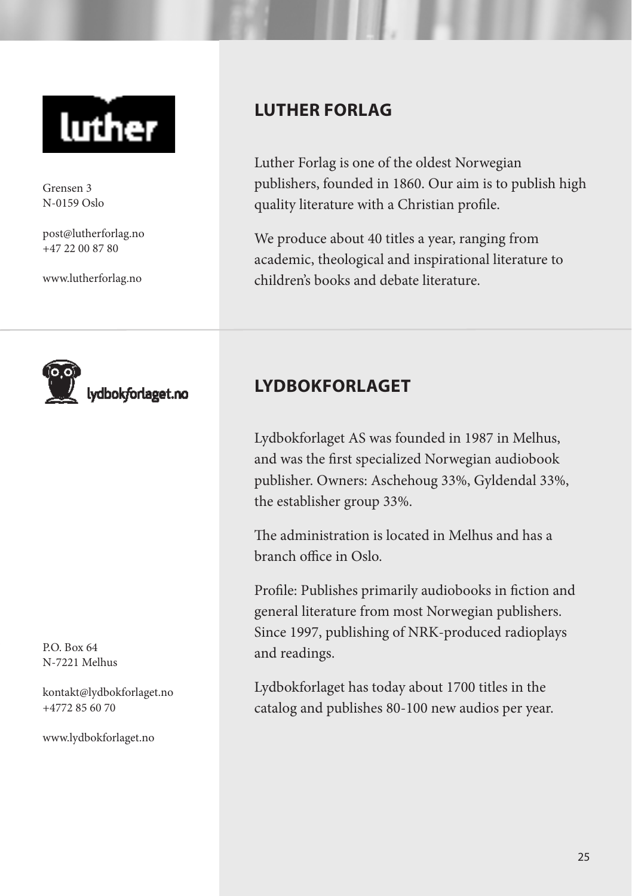## LUTHER FORLAG

Grensen 3
N-0159 Oslo

post@lutherforlag.no
+47 22 00 87 80

www.lutherforlag.no

Luther Forlag is one of the oldest Norwegian publishers, founded in 1860. Our aim is to publish high quality literature with a Christian profile.

We produce about 40 titles a year, ranging from academic, theological and inspirational literature to children's books and debate literature.

## LYDBOKFORLAGET

P.O. Box 64
N-7221 Melhus

kontakt@lydbokforlaget.no
+4772 85 60 70

www.lydbokforlaget.no

Lydbokforlaget AS was founded in 1987 in Melhus, and was the first specialized Norwegian audiobook publisher. Owners: Aschehoug 33%, Gyldendal 33%, the establisher group 33%.

The administration is located in Melhus and has a branch office in Oslo.

Profile: Publishes primarily audiobooks in fiction and general literature from most Norwegian publishers. Since 1997, publishing of NRK-produced radioplays and readings.

Lydbokforlaget has today about 1700 titles in the catalog and publishes 80-100 new audios per year.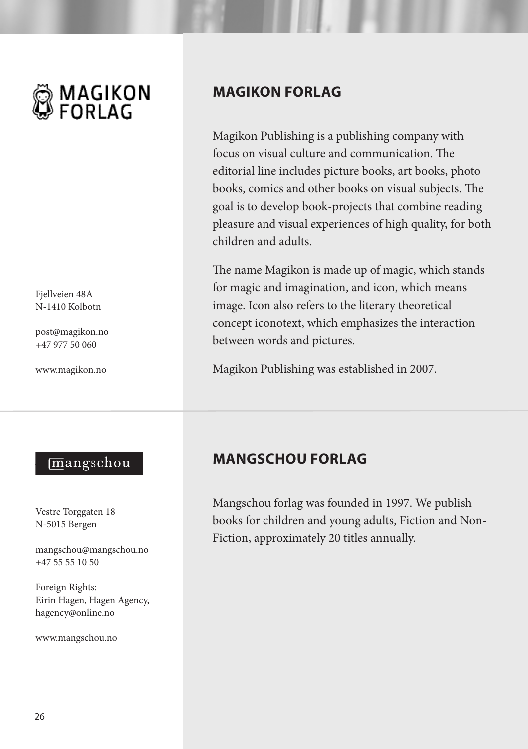## MAGIKON FORLAG

Fjellveien 48A
N-1410 Kolbotn

post@magikon.no
+47 977 50 060

www.magikon.no

Magikon Publishing is a publishing company with focus on visual culture and communication. The editorial line includes picture books, art books, photo books, comics and other books on visual subjects. The goal is to develop book-projects that combine reading pleasure and visual experiences of high quality, for both children and adults.

The name Magikon is made up of magic, which stands for magic and imagination, and icon, which means image. Icon also refers to the literary theoretical concept iconotext, which emphasizes the interaction between words and pictures.

Magikon Publishing was established in 2007.

## MANGSCHOU FORLAG

Vestre Torggaten 18
N-5015 Bergen

mangschou@mangschou.no
+47 55 55 10 50

Foreign Rights:
Eirin Hagen, Hagen Agency,
hagency@online.no

www.mangschou.no

Mangschou forlag was founded in 1997. We publish books for children and young adults, Fiction and Non-Fiction, approximately 20 titles annually.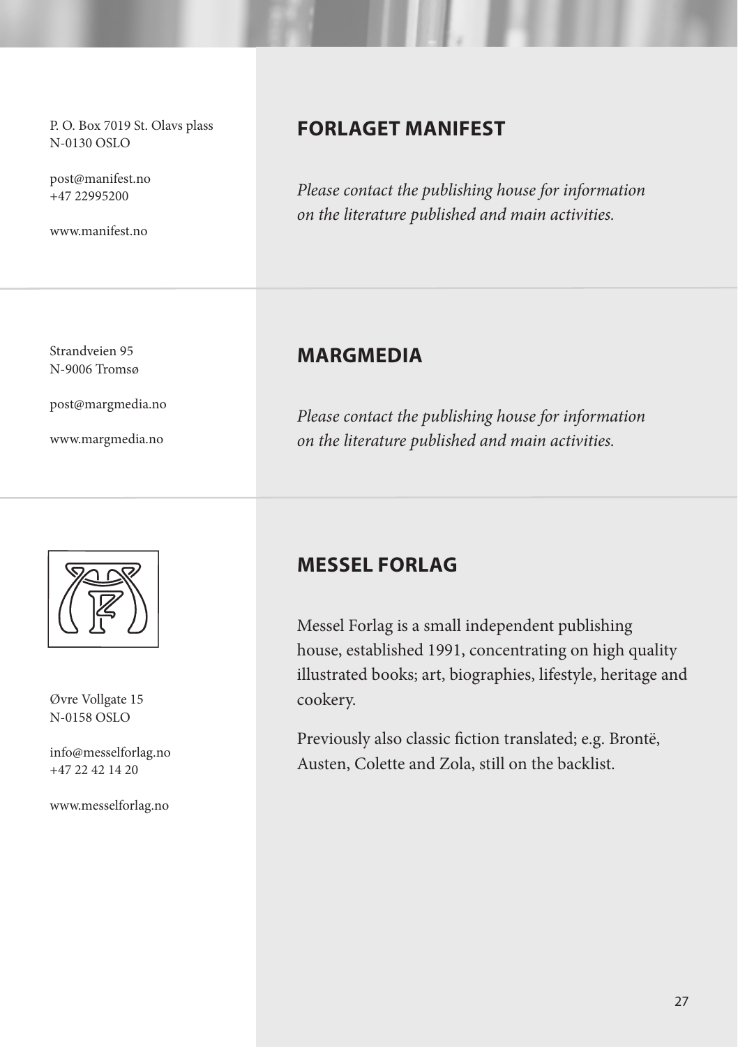## FORLAGET MANIFEST

P. O. Box 7019 St. Olavs plass
N-0130 OSLO

post@manifest.no
+47 22995200

www.manifest.no

*Please contact the publishing house for information on the literature published and main activities.*

## MARGMEDIA

Strandveien 95
N-9006 Tromsø

post@margmedia.no

www.margmedia.no

*Please contact the publishing house for information on the literature published and main activities.*

## MESSEL FORLAG

Øvre Vollgate 15
N-0158 OSLO

info@messelforlag.no
+47 22 42 14 20

www.messelforlag.no

Messel Forlag is a small independent publishing house, established 1991, concentrating on high quality illustrated books; art, biographies, lifestyle, heritage and cookery.

Previously also classic fiction translated; e.g. Brontë, Austen, Colette and Zola, still on the backlist.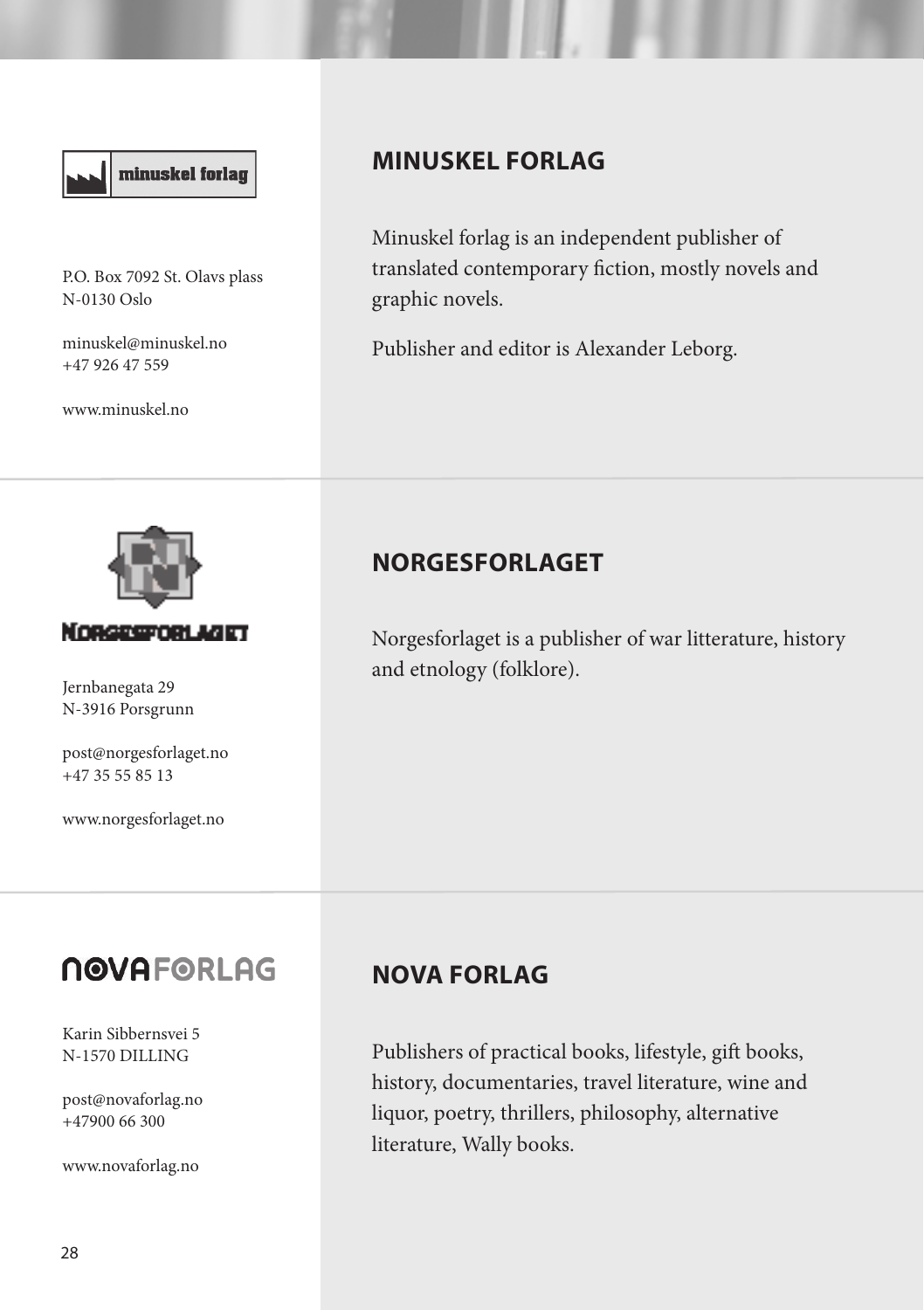## MINUSKEL FORLAG

P.O. Box 7092 St. Olavs plass
N-0130 Oslo

minuskel@minuskel.no
+47 926 47 559

www.minuskel.no

Minuskel forlag is an independent publisher of translated contemporary fiction, mostly novels and graphic novels.

Publisher and editor is Alexander Leborg.

## NORGESFORLAGET

Jernbanegata 29
N-3916 Porsgrunn

post@norgesforlaget.no
+47 35 55 85 13

www.norgesforlaget.no

Norgesforlaget is a publisher of war litterature, history and etnology (folklore).

## NOVA FORLAG

Karin Sibbernsvei 5
N-1570 DILLING

post@novaforlag.no
+47900 66 300

www.novaforlag.no

Publishers of practical books, lifestyle, gift books, history, documentaries, travel literature, wine and liquor, poetry, thrillers, philosophy, alternative literature, Wally books.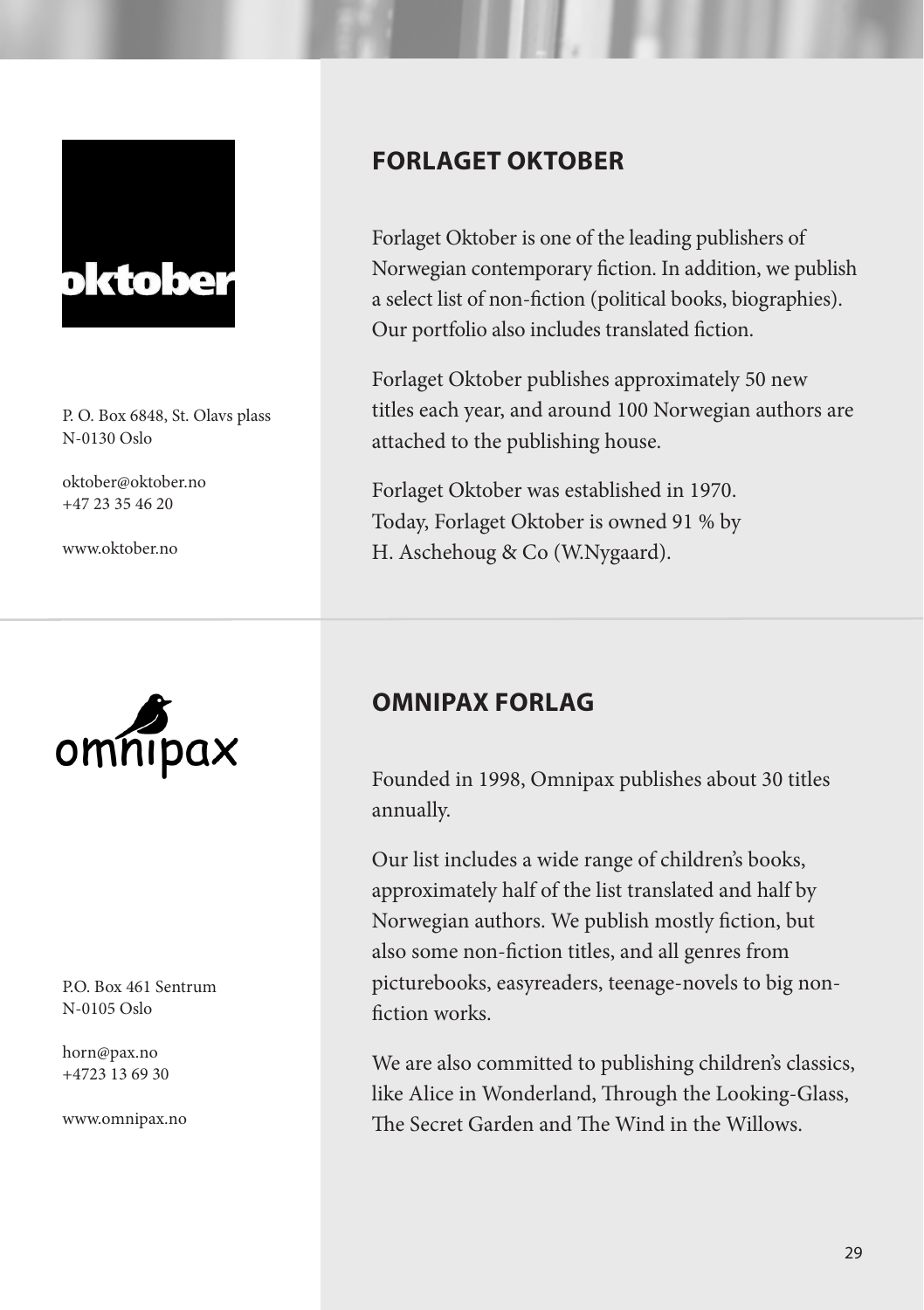## FORLAGET OKTOBER

P. O. Box 6848, St. Olavs plass
N-0130 Oslo

oktober@oktober.no
+47 23 35 46 20

www.oktober.no

Forlaget Oktober is one of the leading publishers of Norwegian contemporary fiction. In addition, we publish a select list of non-fiction (political books, biographies). Our portfolio also includes translated fiction.

Forlaget Oktober publishes approximately 50 new titles each year, and around 100 Norwegian authors are attached to the publishing house.

Forlaget Oktober was established in 1970. Today, Forlaget Oktober is owned 91 % by H. Aschehoug & Co (W.Nygaard).

## OMNIPAX FORLAG

P.O. Box 461 Sentrum
N-0105 Oslo

horn@pax.no
+4723 13 69 30

www.omnipax.no

Founded in 1998, Omnipax publishes about 30 titles annually.

Our list includes a wide range of children's books, approximately half of the list translated and half by Norwegian authors. We publish mostly fiction, but also some non-fiction titles, and all genres from picturebooks, easyreaders, teenage-novels to big non-fiction works.

We are also committed to publishing children's classics, like Alice in Wonderland, Through the Looking-Glass, The Secret Garden and The Wind in the Willows.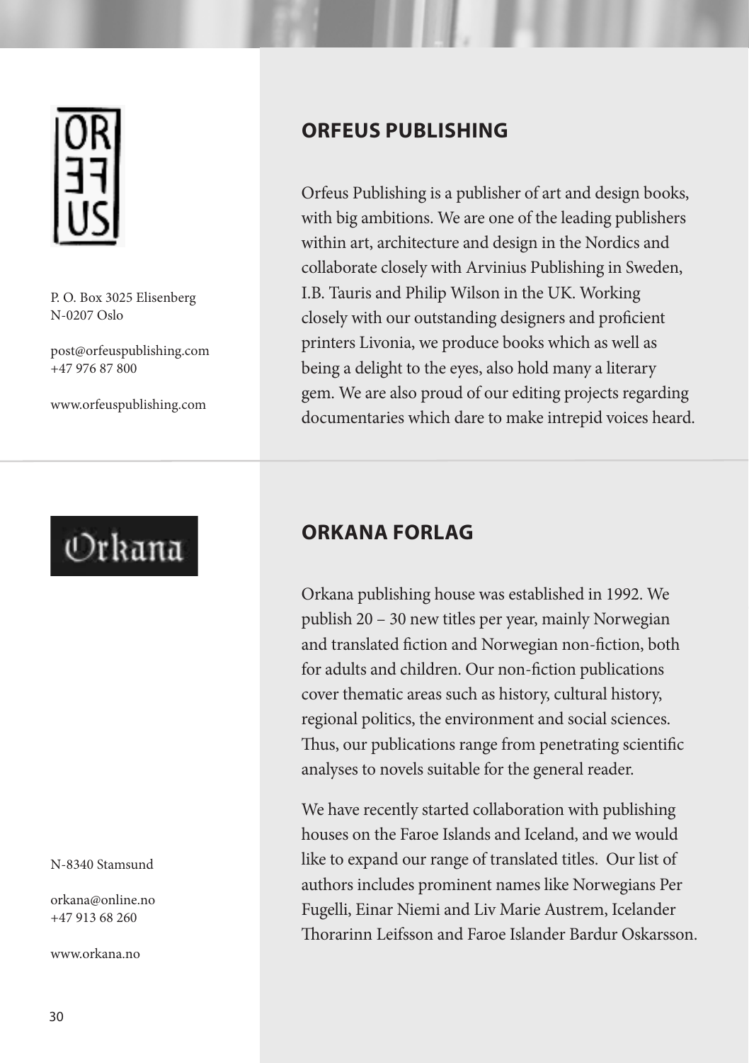## ORFEUS PUBLISHING

P. O. Box 3025 Elisenberg
N-0207 Oslo

post@orfeuspublishing.com
+47 976 87 800

www.orfeuspublishing.com

Orfeus Publishing is a publisher of art and design books, with big ambitions. We are one of the leading publishers within art, architecture and design in the Nordics and collaborate closely with Arvinius Publishing in Sweden, I.B. Tauris and Philip Wilson in the UK. Working closely with our outstanding designers and proficient printers Livonia, we produce books which as well as being a delight to the eyes, also hold many a literary gem. We are also proud of our editing projects regarding documentaries which dare to make intrepid voices heard.

## ORKANA FORLAG

N-8340 Stamsund

orkana@online.no
+47 913 68 260

www.orkana.no

Orkana publishing house was established in 1992. We publish 20 – 30 new titles per year, mainly Norwegian and translated fiction and Norwegian non-fiction, both for adults and children. Our non-fiction publications cover thematic areas such as history, cultural history, regional politics, the environment and social sciences. Thus, our publications range from penetrating scientific analyses to novels suitable for the general reader.

We have recently started collaboration with publishing houses on the Faroe Islands and Iceland, and we would like to expand our range of translated titles. Our list of authors includes prominent names like Norwegians Per Fugelli, Einar Niemi and Liv Marie Austrem, Icelander Thorarinn Leifsson and Faroe Islander Bardur Oskarsson.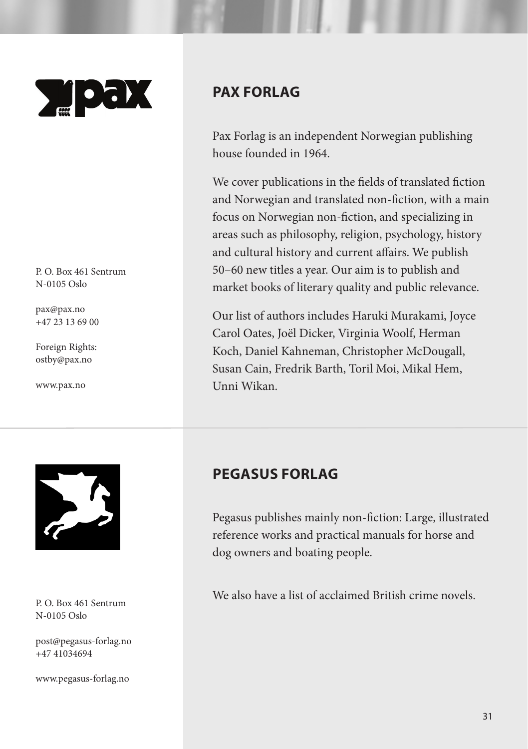## PAX FORLAG

P. O. Box 461 Sentrum
N-0105 Oslo

pax@pax.no
+47 23 13 69 00

Foreign Rights:
ostby@pax.no

www.pax.no

Pax Forlag is an independent Norwegian publishing house founded in 1964.

We cover publications in the fields of translated fiction and Norwegian and translated non-fiction, with a main focus on Norwegian non-fiction, and specializing in areas such as philosophy, religion, psychology, history and cultural history and current affairs. We publish 50–60 new titles a year. Our aim is to publish and market books of literary quality and public relevance.

Our list of authors includes Haruki Murakami, Joyce Carol Oates, Joël Dicker, Virginia Woolf, Herman Koch, Daniel Kahneman, Christopher McDougall, Susan Cain, Fredrik Barth, Toril Moi, Mikal Hem, Unni Wikan.

## PEGASUS FORLAG

P. O. Box 461 Sentrum
N-0105 Oslo

post@pegasus-forlag.no
+47 41034694

www.pegasus-forlag.no

Pegasus publishes mainly non-fiction: Large, illustrated reference works and practical manuals for horse and dog owners and boating people.

We also have a list of acclaimed British crime novels.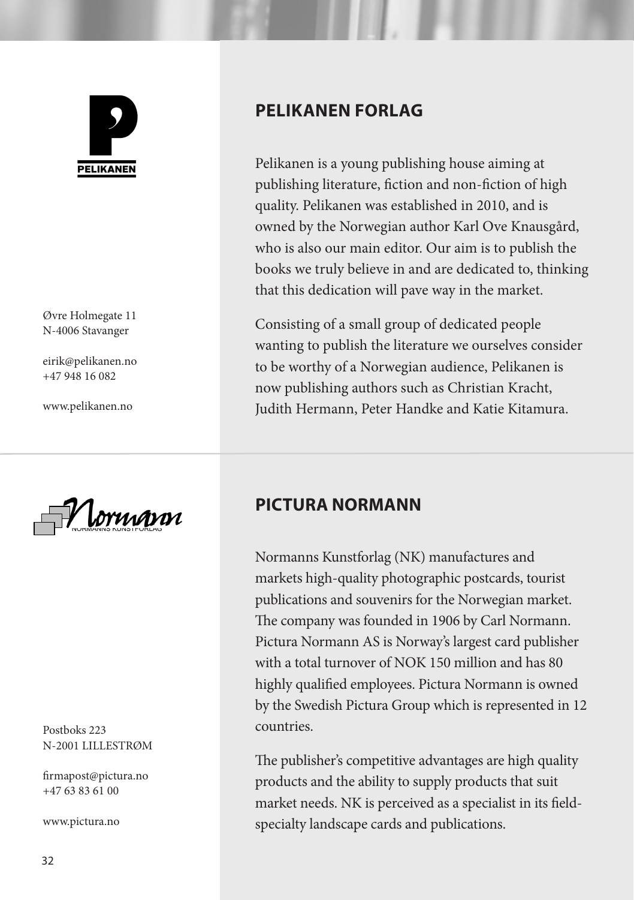## PELIKANEN FORLAG

PELIKANEN

Øvre Holmegate 11
N-4006 Stavanger

eirik@pelikanen.no
+47 948 16 082

www.pelikanen.no

Pelikanen is a young publishing house aiming at publishing literature, fiction and non-fiction of high quality. Pelikanen was established in 2010, and is owned by the Norwegian author Karl Ove Knausgård, who is also our main editor. Our aim is to publish the books we truly believe in and are dedicated to, thinking that this dedication will pave way in the market.

Consisting of a small group of dedicated people wanting to publish the literature we ourselves consider to be worthy of a Norwegian audience, Pelikanen is now publishing authors such as Christian Kracht, Judith Hermann, Peter Handke and Katie Kitamura.

## PICTURA NORMANN

Normann
NORMANNS KUNSTFORLAG

Postboks 223
N-2001 LILLESTRØM

firmapost@pictura.no
+47 63 83 61 00

www.pictura.no

Normanns Kunstforlag (NK) manufactures and markets high-quality photographic postcards, tourist publications and souvenirs for the Norwegian market. The company was founded in 1906 by Carl Normann. Pictura Normann AS is Norway's largest card publisher with a total turnover of NOK 150 million and has 80 highly qualified employees. Pictura Normann is owned by the Swedish Pictura Group which is represented in 12 countries.

The publisher's competitive advantages are high quality products and the ability to supply products that suit market needs. NK is perceived as a specialist in its field-specialty landscape cards and publications.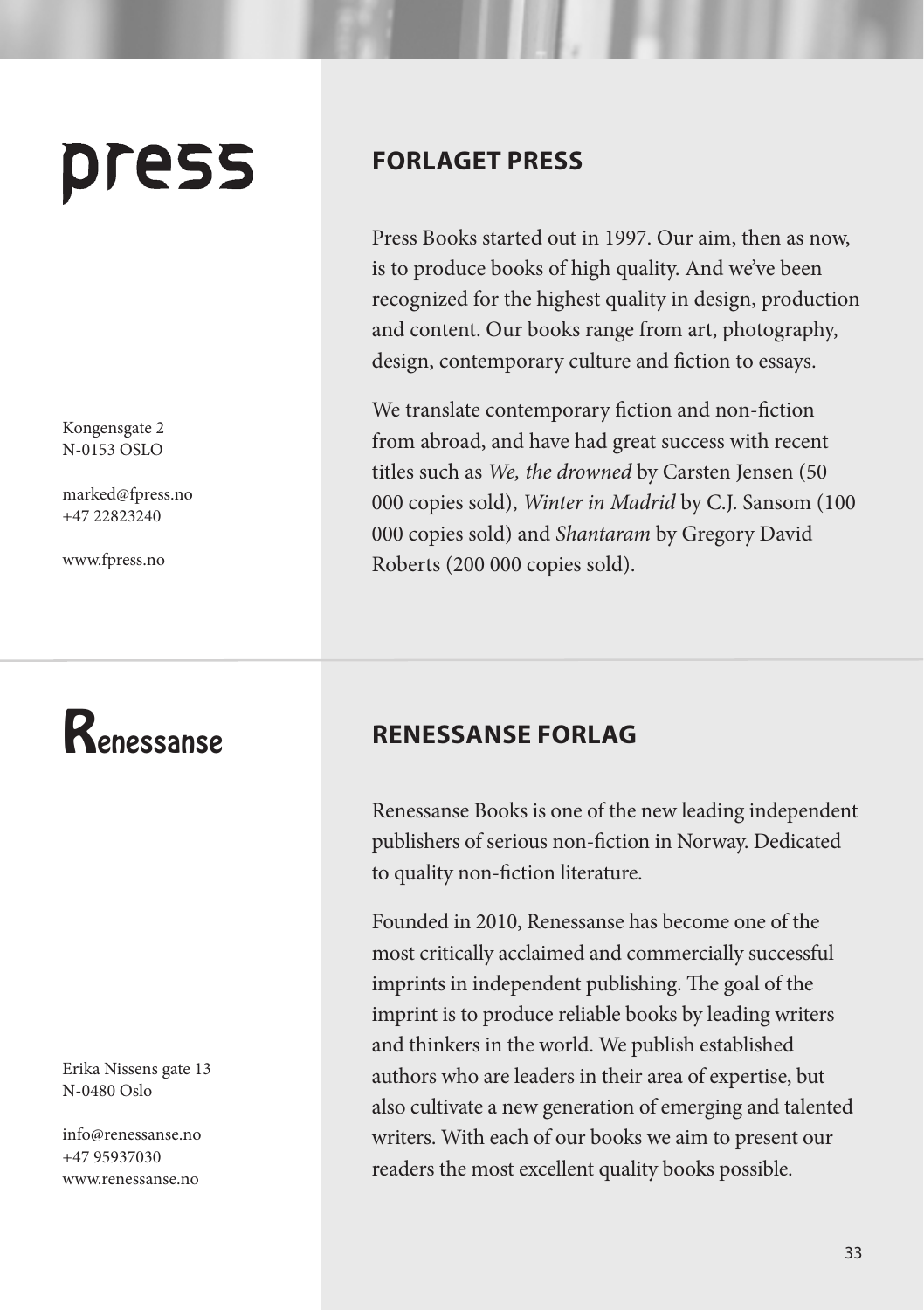press

## FORLAGET PRESS

Kongensgate 2
N-0153 OSLO

marked@fpress.no
+47 22823240

www.fpress.no

Press Books started out in 1997. Our aim, then as now, is to produce books of high quality. And we've been recognized for the highest quality in design, production and content. Our books range from art, photography, design, contemporary culture and fiction to essays.

We translate contemporary fiction and non-fiction from abroad, and have had great success with recent titles such as *We, the drowned* by Carsten Jensen (50 000 copies sold), *Winter in Madrid* by C.J. Sansom (100 000 copies sold) and *Shantaram* by Gregory David Roberts (200 000 copies sold).

Renessanse

## RENESSANSE FORLAG

Erika Nissens gate 13
N-0480 Oslo

info@renessanse.no
+47 95937030
www.renessanse.no

Renessanse Books is one of the new leading independent publishers of serious non-fiction in Norway. Dedicated to quality non-fiction literature.

Founded in 2010, Renessanse has become one of the most critically acclaimed and commercially successful imprints in independent publishing. The goal of the imprint is to produce reliable books by leading writers and thinkers in the world. We publish established authors who are leaders in their area of expertise, but also cultivate a new generation of emerging and talented writers. With each of our books we aim to present our readers the most excellent quality books possible.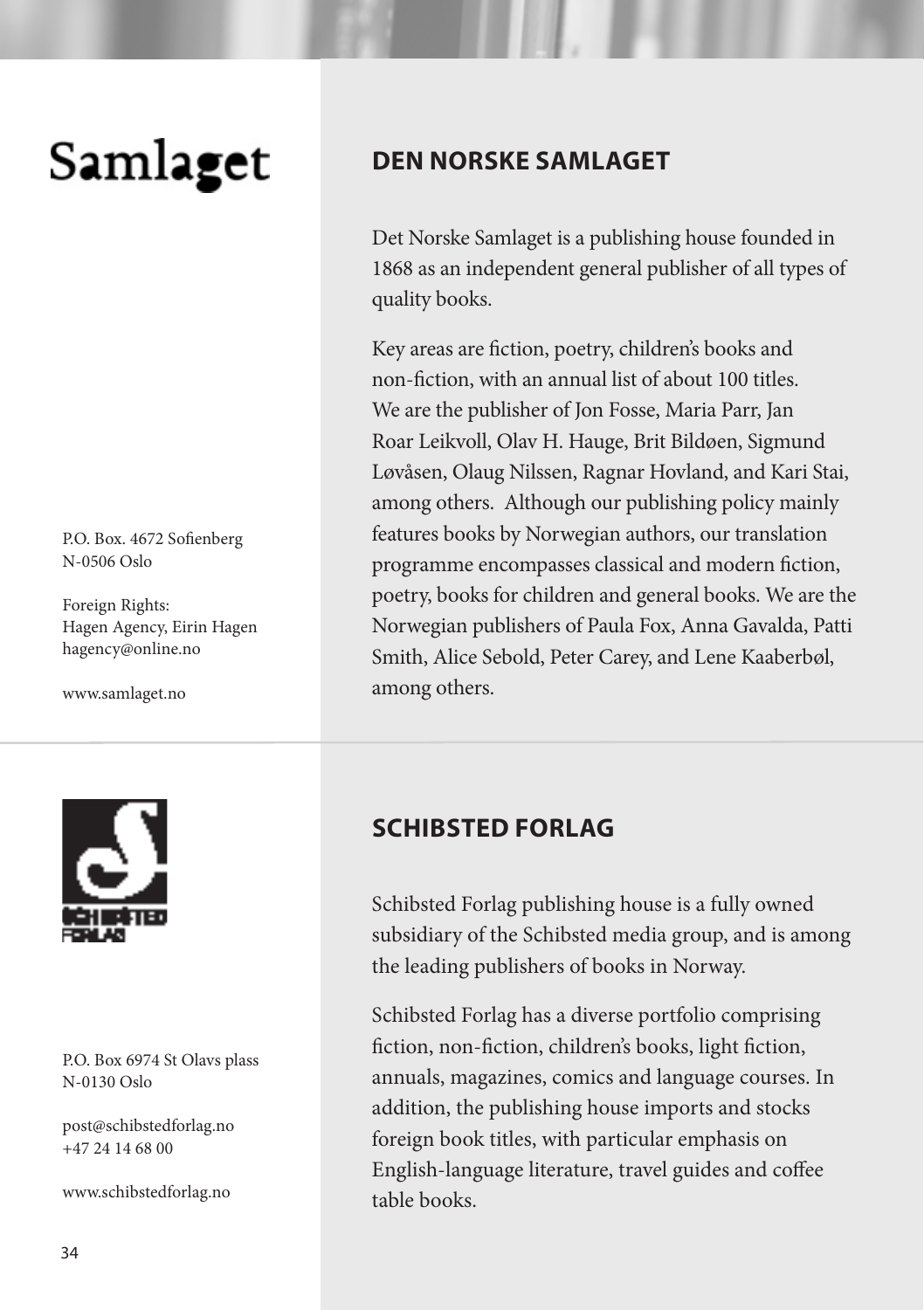Samlaget

## DEN NORSKE SAMLAGET

Det Norske Samlaget is a publishing house founded in 1868 as an independent general publisher of all types of quality books.

Key areas are fiction, poetry, children's books and non-fiction, with an annual list of about 100 titles. We are the publisher of Jon Fosse, Maria Parr, Jan Roar Leikvoll, Olav H. Hauge, Brit Bildøen, Sigmund Løvåsen, Olaug Nilssen, Ragnar Hovland, and Kari Stai, among others. Although our publishing policy mainly features books by Norwegian authors, our translation programme encompasses classical and modern fiction, poetry, books for children and general books. We are the Norwegian publishers of Paula Fox, Anna Gavalda, Patti Smith, Alice Sebold, Peter Carey, and Lene Kaaberbøl, among others.

P.O. Box. 4672 Sofienberg
N-0506 Oslo

Foreign Rights:
Hagen Agency, Eirin Hagen
hagency@online.no

www.samlaget.no

## SCHIBSTED FORLAG

Schibsted Forlag publishing house is a fully owned subsidiary of the Schibsted media group, and is among the leading publishers of books in Norway.

Schibsted Forlag has a diverse portfolio comprising fiction, non-fiction, children's books, light fiction, annuals, magazines, comics and language courses. In addition, the publishing house imports and stocks foreign book titles, with particular emphasis on English-language literature, travel guides and coffee table books.

P.O. Box 6974 St Olavs plass
N-0130 Oslo

post@schibstedforlag.no
+47 24 14 68 00

www.schibstedforlag.no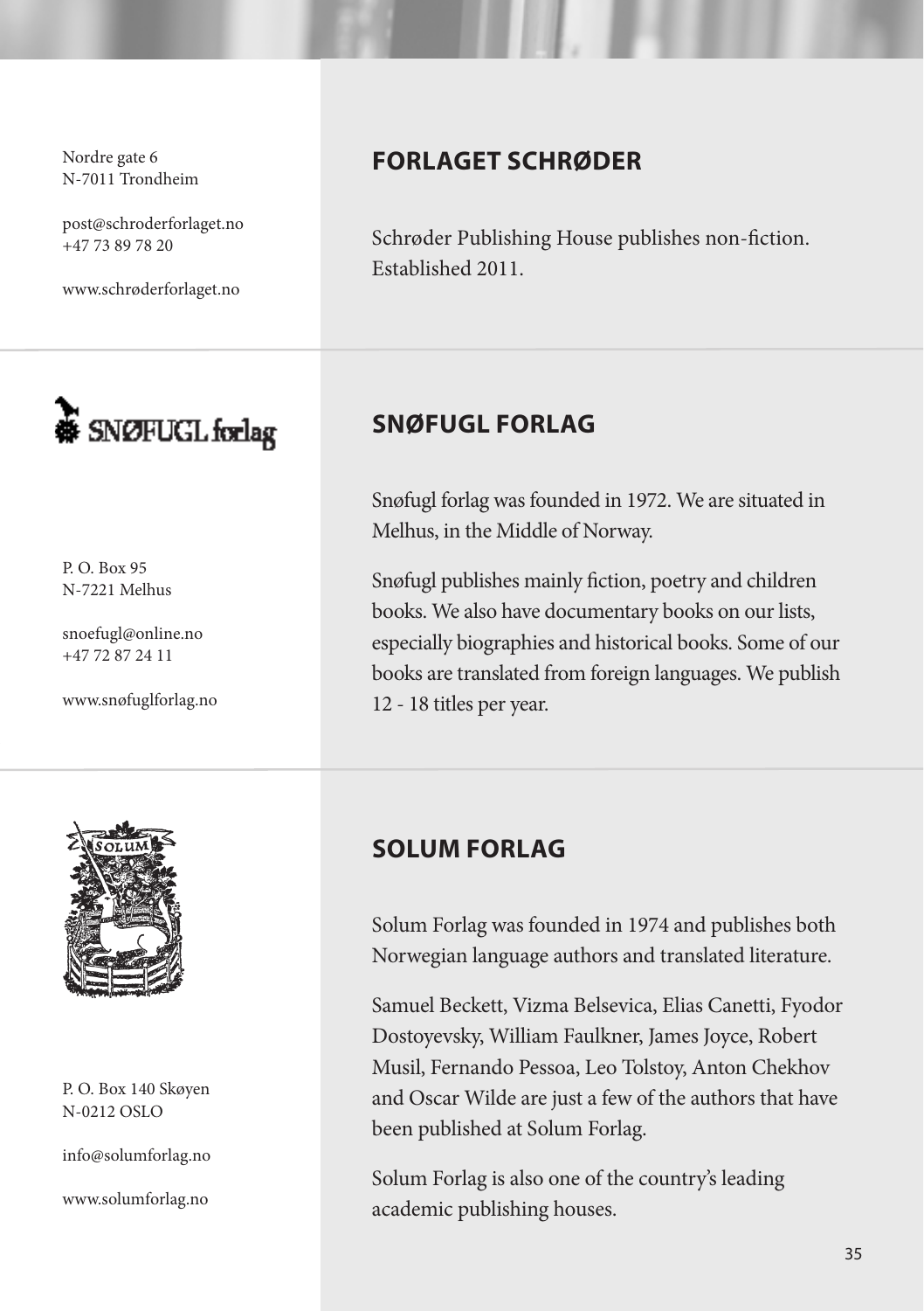## FORLAGET SCHRØDER

Nordre gate 6
N-7011 Trondheim

post@schroderforlaget.no
+47 73 89 78 20

www.schrøderforlaget.no

Schrøder Publishing House publishes non-fiction. Established 2011.

## SNØFUGL FORLAG

P. O. Box 95
N-7221 Melhus

snoefugl@online.no
+47 72 87 24 11

www.snøfuglforlag.no

Snøfugl forlag was founded in 1972. We are situated in Melhus, in the Middle of Norway.

Snøfugl publishes mainly fiction, poetry and children books. We also have documentary books on our lists, especially biographies and historical books. Some of our books are translated from foreign languages. We publish 12 - 18 titles per year.

## SOLUM FORLAG

P. O. Box 140 Skøyen
N-0212 OSLO

info@solumforlag.no

www.solumforlag.no

Solum Forlag was founded in 1974 and publishes both Norwegian language authors and translated literature.

Samuel Beckett, Vizma Belsevica, Elias Canetti, Fyodor Dostoyevsky, William Faulkner, James Joyce, Robert Musil, Fernando Pessoa, Leo Tolstoy, Anton Chekhov and Oscar Wilde are just a few of the authors that have been published at Solum Forlag.

Solum Forlag is also one of the country's leading academic publishing houses.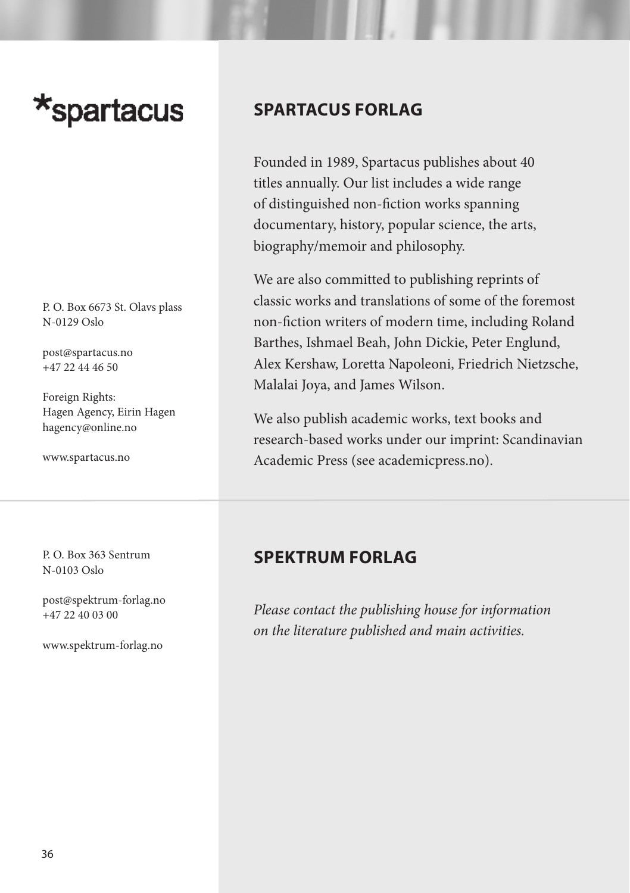*spartacus

## SPARTACUS FORLAG

Founded in 1989, Spartacus publishes about 40 titles annually. Our list includes a wide range of distinguished non-fiction works spanning documentary, history, popular science, the arts, biography/memoir and philosophy.

We are also committed to publishing reprints of classic works and translations of some of the foremost non-fiction writers of modern time, including Roland Barthes, Ishmael Beah, John Dickie, Peter Englund, Alex Kershaw, Loretta Napoleoni, Friedrich Nietzsche, Malalai Joya, and James Wilson.

We also publish academic works, text books and research-based works under our imprint: Scandinavian Academic Press (see academicpress.no).

P. O. Box 6673 St. Olavs plass
N-0129 Oslo

post@spartacus.no
+47 22 44 46 50

Foreign Rights:
Hagen Agency, Eirin Hagen
hagency@online.no

www.spartacus.no

## SPEKTRUM FORLAG

*Please contact the publishing house for information on the literature published and main activities.*

P. O. Box 363 Sentrum
N-0103 Oslo

post@spektrum-forlag.no
+47 22 40 03 00

www.spektrum-forlag.no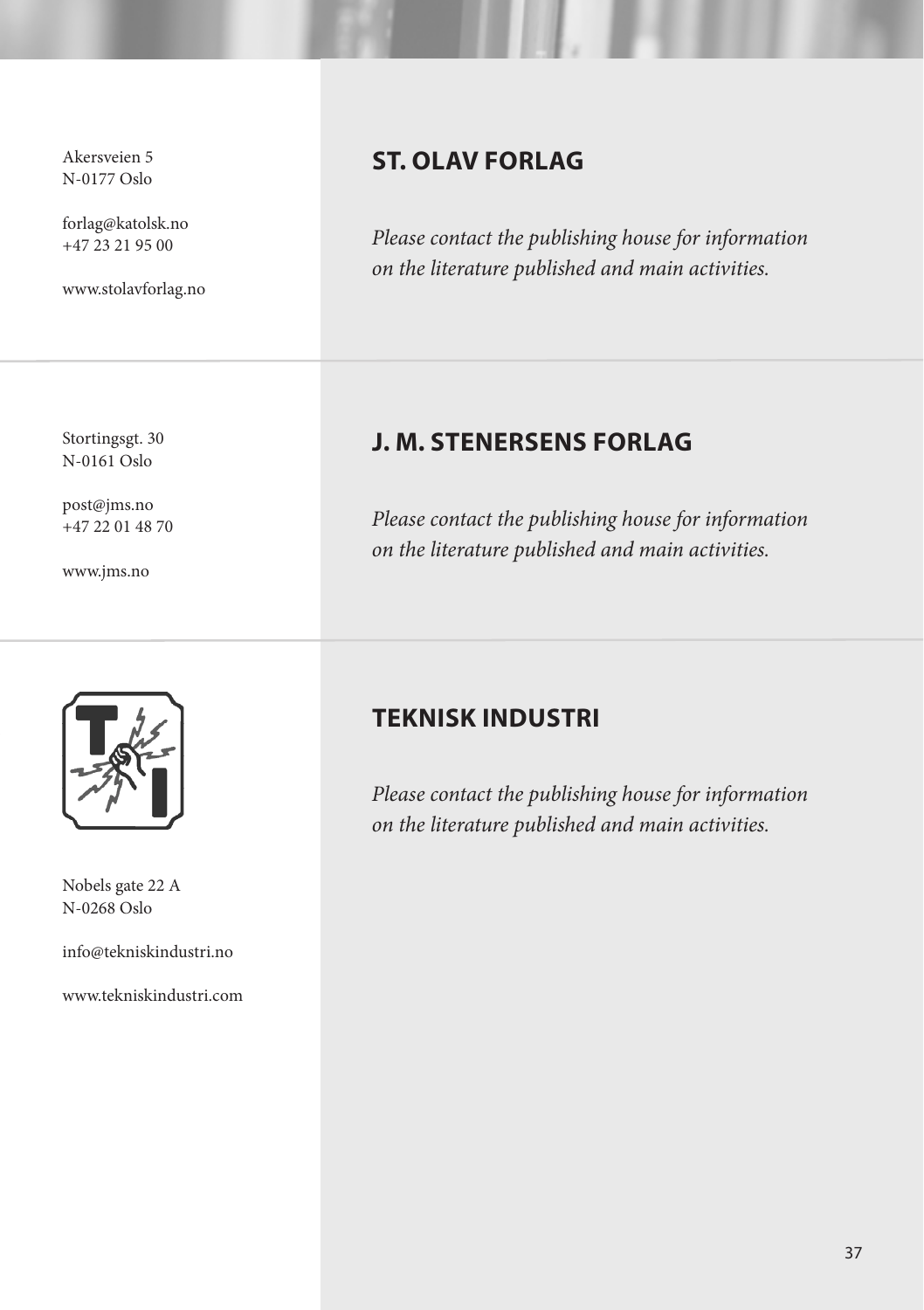## ST. OLAV FORLAG

Akersveien 5
N-0177 Oslo

forlag@katolsk.no
+47 23 21 95 00

www.stolavforlag.no

*Please contact the publishing house for information on the literature published and main activities.*

## J. M. STENERSENS FORLAG

Stortingsgt. 30
N-0161 Oslo

post@jms.no
+47 22 01 48 70

www.jms.no

*Please contact the publishing house for information on the literature published and main activities.*

## TEKNISK INDUSTRI

Nobels gate 22 A
N-0268 Oslo

info@tekniskindustri.no

www.tekniskindustri.com

*Please contact the publishing house for information on the literature published and main activities.*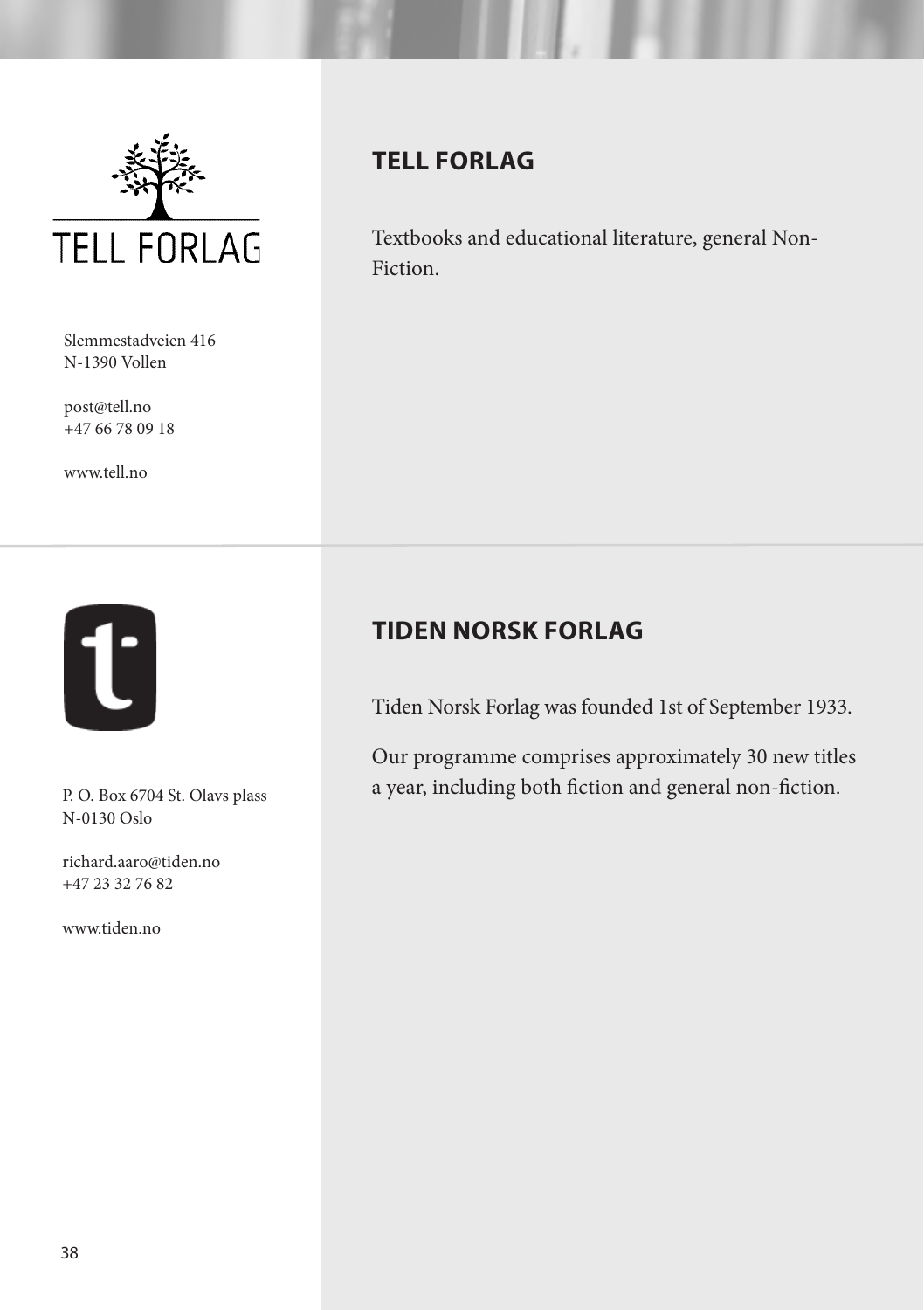## TELL FORLAG

Slemmestadveien 416
N-1390 Vollen

post@tell.no
+47 66 78 09 18

www.tell.no

Textbooks and educational literature, general Non-Fiction.

## TIDEN NORSK FORLAG

P. O. Box 6704 St. Olavs plass
N-0130 Oslo

richard.aaro@tiden.no
+47 23 32 76 82

www.tiden.no

Tiden Norsk Forlag was founded 1st of September 1933.

Our programme comprises approximately 30 new titles a year, including both fiction and general non-fiction.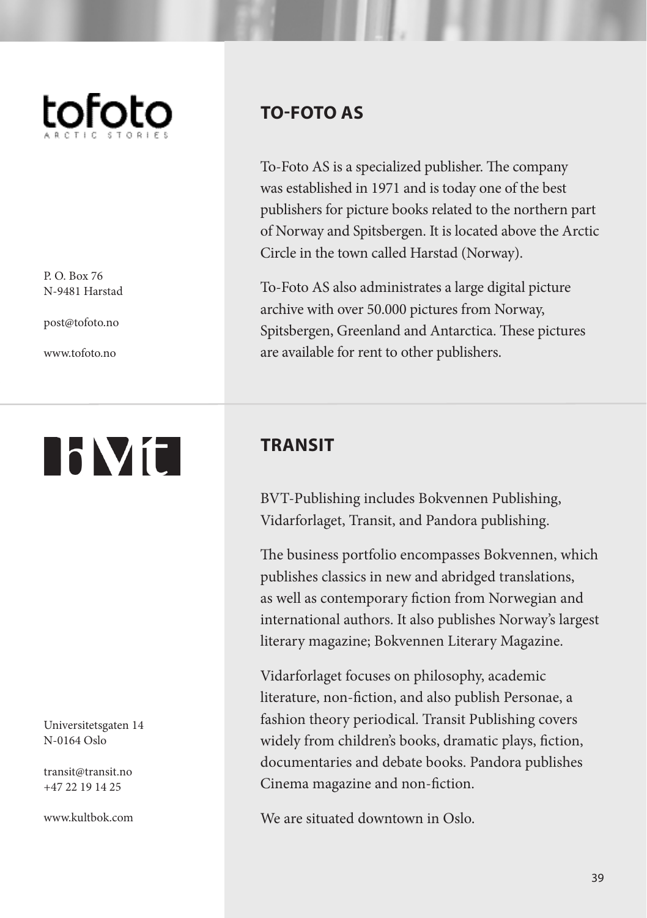tofoto

ARCTIC STORIES

P. O. Box 76
N-9481 Harstad

post@tofoto.no

www.tofoto.no

## TO-FOTO AS

To-Foto AS is a specialized publisher. The company was established in 1971 and is today one of the best publishers for picture books related to the northern part of Norway and Spitsbergen. It is located above the Arctic Circle in the town called Harstad (Norway).

To-Foto AS also administrates a large digital picture archive with over 50.000 pictures from Norway, Spitsbergen, Greenland and Antarctica. These pictures are available for rent to other publishers.

bvt

Universitetsgaten 14
N-0164 Oslo

transit@transit.no
+47 22 19 14 25

www.kultbok.com

## TRANSIT

BVT-Publishing includes Bokvennen Publishing, Vidarforlaget, Transit, and Pandora publishing.

The business portfolio encompasses Bokvennen, which publishes classics in new and abridged translations, as well as contemporary fiction from Norwegian and international authors. It also publishes Norway's largest literary magazine; Bokvennen Literary Magazine.

Vidarforlaget focuses on philosophy, academic literature, non-fiction, and also publish Personae, a fashion theory periodical. Transit Publishing covers widely from children's books, dramatic plays, fiction, documentaries and debate books. Pandora publishes Cinema magazine and non-fiction.

We are situated downtown in Oslo.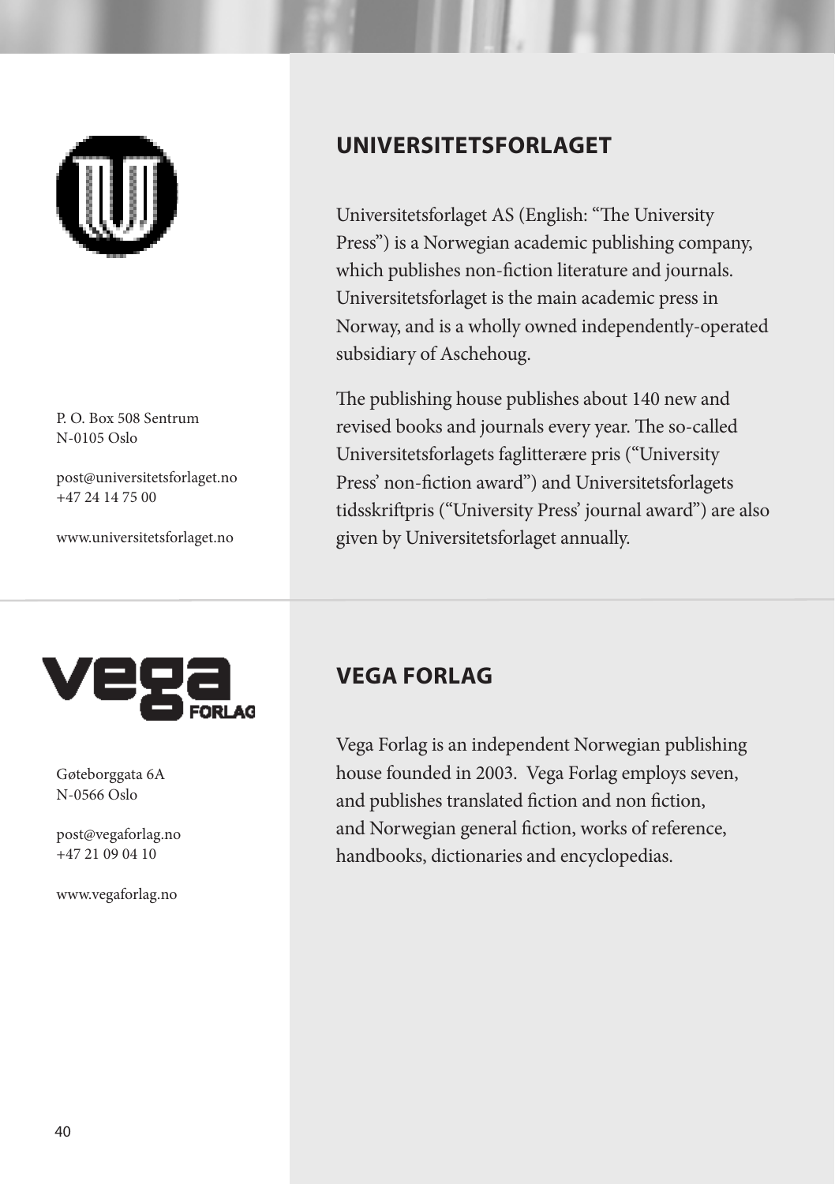## UNIVERSITETSFORLAGET

P. O. Box 508 Sentrum
N-0105 Oslo

post@universitetsforlaget.no
+47 24 14 75 00

www.universitetsforlaget.no

Universitetsforlaget AS (English: "The University Press") is a Norwegian academic publishing company, which publishes non-fiction literature and journals. Universitetsforlaget is the main academic press in Norway, and is a wholly owned independently-operated subsidiary of Aschehoug.

The publishing house publishes about 140 new and revised books and journals every year. The so-called Universitetsforlagets faglitterære pris ("University Press' non-fiction award") and Universitetsforlagets tidsskriftpris ("University Press' journal award") are also given by Universitetsforlaget annually.

## VEGA FORLAG

Gøteborggata 6A
N-0566 Oslo

post@vegaforlag.no
+47 21 09 04 10

www.vegaforlag.no

Vega Forlag is an independent Norwegian publishing house founded in 2003. Vega Forlag employs seven, and publishes translated fiction and non fiction, and Norwegian general fiction, works of reference, handbooks, dictionaries and encyclopedias.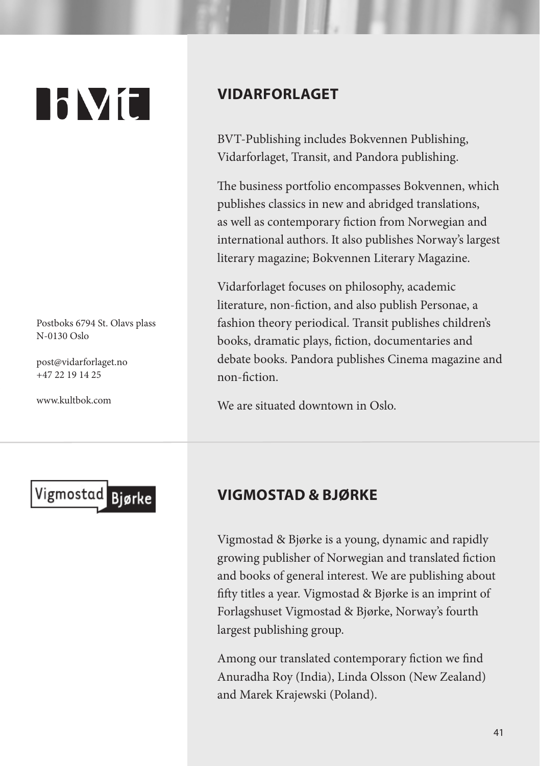## VIDARFORLAGET

Postboks 6794 St. Olavs plass
N-0130 Oslo

post@vidarforlaget.no
+47 22 19 14 25

www.kultbok.com

BVT-Publishing includes Bokvennen Publishing, Vidarforlaget, Transit, and Pandora publishing.

The business portfolio encompasses Bokvennen, which publishes classics in new and abridged translations, as well as contemporary fiction from Norwegian and international authors. It also publishes Norway's largest literary magazine; Bokvennen Literary Magazine.

Vidarforlaget focuses on philosophy, academic literature, non-fiction, and also publish Personae, a fashion theory periodical. Transit publishes children's books, dramatic plays, fiction, documentaries and debate books. Pandora publishes Cinema magazine and non-fiction.

We are situated downtown in Oslo.

## VIGMOSTAD & BJØRKE

Vigmostad & Bjørke is a young, dynamic and rapidly growing publisher of Norwegian and translated fiction and books of general interest. We are publishing about fifty titles a year. Vigmostad & Bjørke is an imprint of Forlagshuset Vigmostad & Bjørke, Norway's fourth largest publishing group.

Among our translated contemporary fiction we find Anuradha Roy (India), Linda Olsson (New Zealand) and Marek Krajewski (Poland).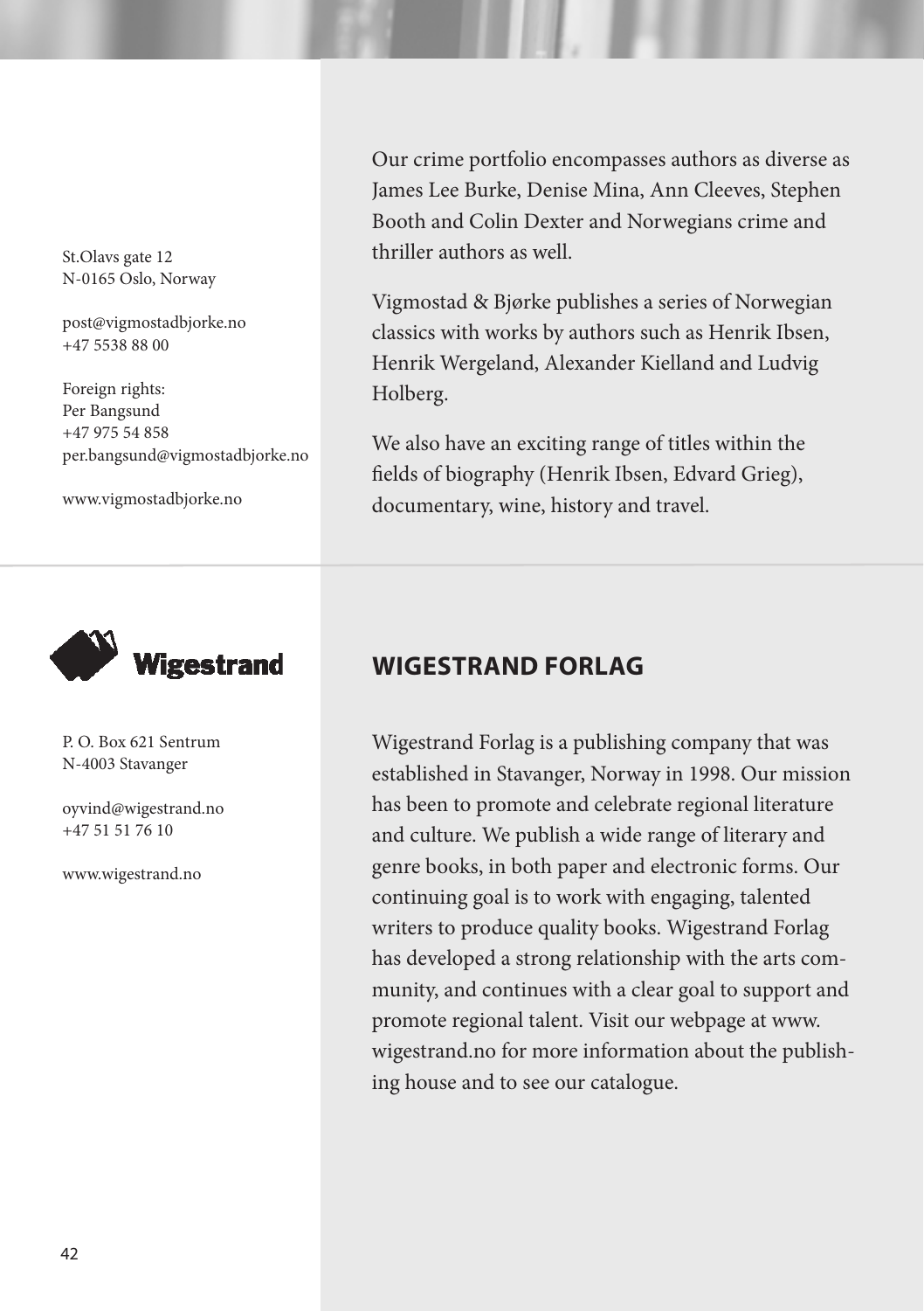St.Olavs gate 12
N-0165 Oslo, Norway

post@vigmostadbjorke.no
+47 5538 88 00

Foreign rights:
Per Bangsund
+47 975 54 858
per.bangsund@vigmostadbjorke.no

www.vigmostadbjorke.no

Our crime portfolio encompasses authors as diverse as James Lee Burke, Denise Mina, Ann Cleeves, Stephen Booth and Colin Dexter and Norwegians crime and thriller authors as well.

Vigmostad & Bjørke publishes a series of Norwegian classics with works by authors such as Henrik Ibsen, Henrik Wergeland, Alexander Kielland and Ludvig Holberg.

We also have an exciting range of titles within the fields of biography (Henrik Ibsen, Edvard Grieg), documentary, wine, history and travel.

Wigestrand

P. O. Box 621 Sentrum
N-4003 Stavanger

oyvind@wigestrand.no
+47 51 51 76 10

www.wigestrand.no

## WIGESTRAND FORLAG

Wigestrand Forlag is a publishing company that was established in Stavanger, Norway in 1998. Our mission has been to promote and celebrate regional literature and culture. We publish a wide range of literary and genre books, in both paper and electronic forms. Our continuing goal is to work with engaging, talented writers to produce quality books. Wigestrand Forlag has developed a strong relationship with the arts community, and continues with a clear goal to support and promote regional talent. Visit our webpage at www.wigestrand.no for more information about the publishing house and to see our catalogue.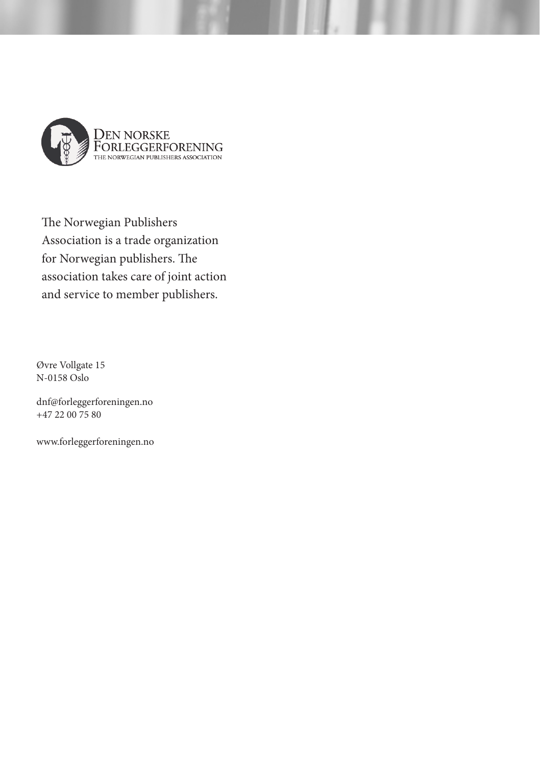DEN NORSKE FORLEGGERFORENING
THE NORWEGIAN PUBLISHERS ASSOCIATION

The Norwegian Publishers Association is a trade organization for Norwegian publishers. The association takes care of joint action and service to member publishers.

Øvre Vollgate 15
N-0158 Oslo

dnf@forleggerforeningen.no
+47 22 00 75 80

www.forleggerforeningen.no